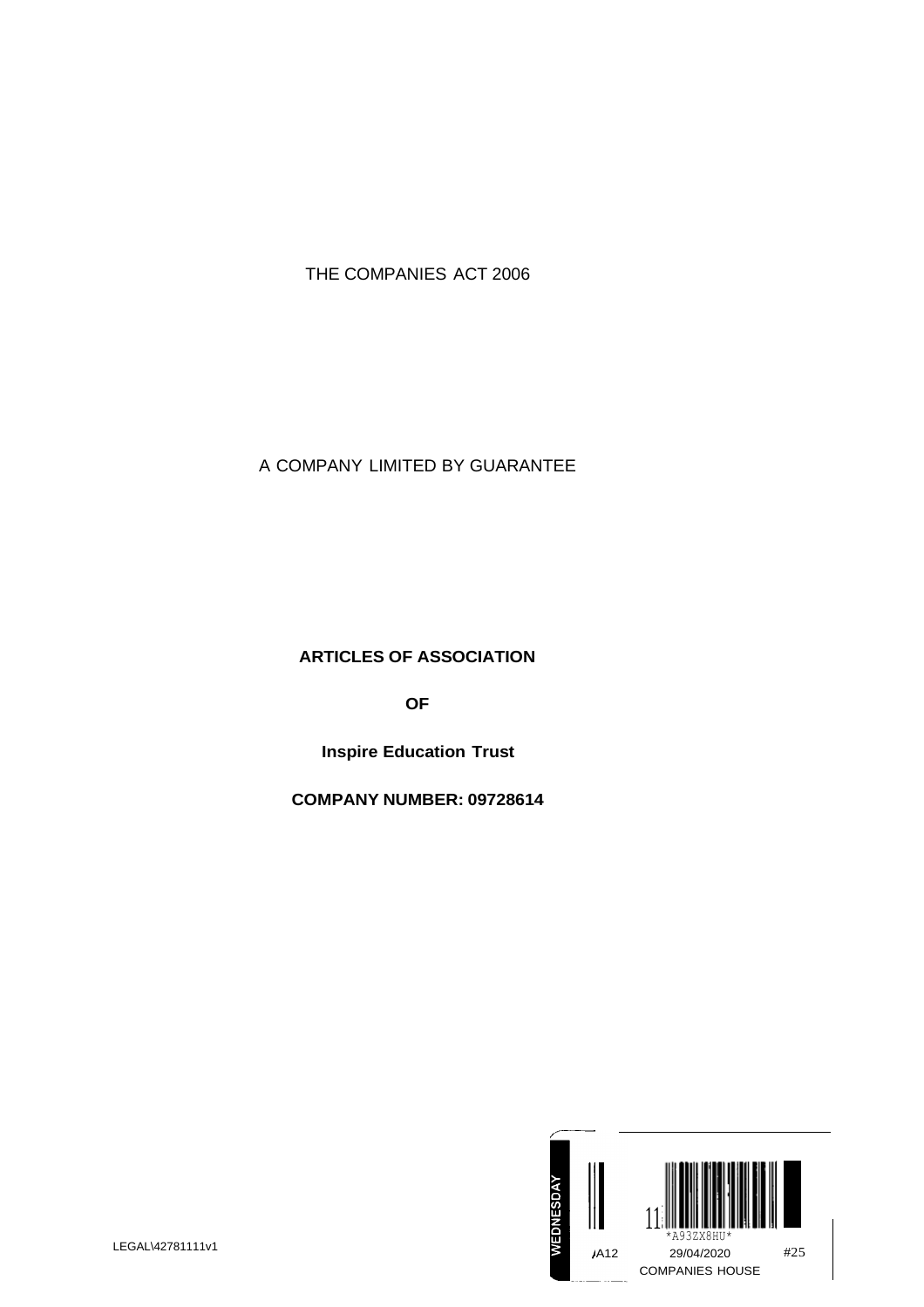THE COMPANIES ACT 2006

A COMPANY LIMITED BY GUARANTEE

**ARTICLES OF ASSOCIATION**

**OF**

**Inspire Education Trust**

**COMPANY NUMBER: 09728614**

LEGAL\42781111v1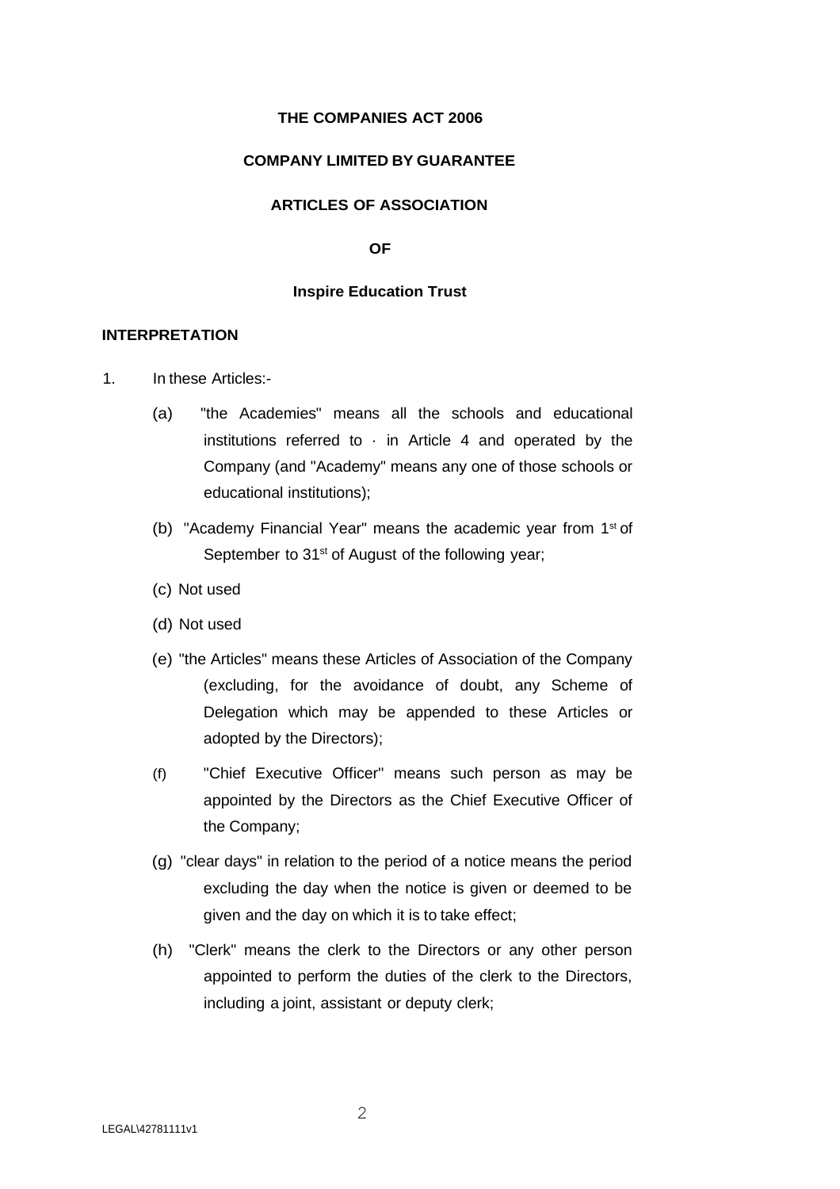**THE COMPANIES ACT 2006**

**COMPANY LIMITED BY GUARANTEE**

**ARTICLES OF ASSOCIATION**

**OF**

**Inspire Education Trust**

## INTERPRETATION

1. In these Articles:-

   (a) "the Academies" means all the schools and educational institutions referred to · in Article 4 and operated by the Company (and "Academy" means any one of those schools or educational institutions);

   (b) "Academy Financial Year" means the academic year from 1st of September to 31st of August of the following year;

   (c) Not used

   (d) Not used

   (e) "the Articles" means these Articles of Association of the Company (excluding, for the avoidance of doubt, any Scheme of Delegation which may be appended to these Articles or adopted by the Directors);

   (f) "Chief Executive Officer" means such person as may be appointed by the Directors as the Chief Executive Officer of the Company;

   (g) "clear days" in relation to the period of a notice means the period excluding the day when the notice is given or deemed to be given and the day on which it is to take effect;

   (h) "Clerk" means the clerk to the Directors or any other person appointed to perform the duties of the clerk to the Directors, including a joint, assistant or deputy clerk;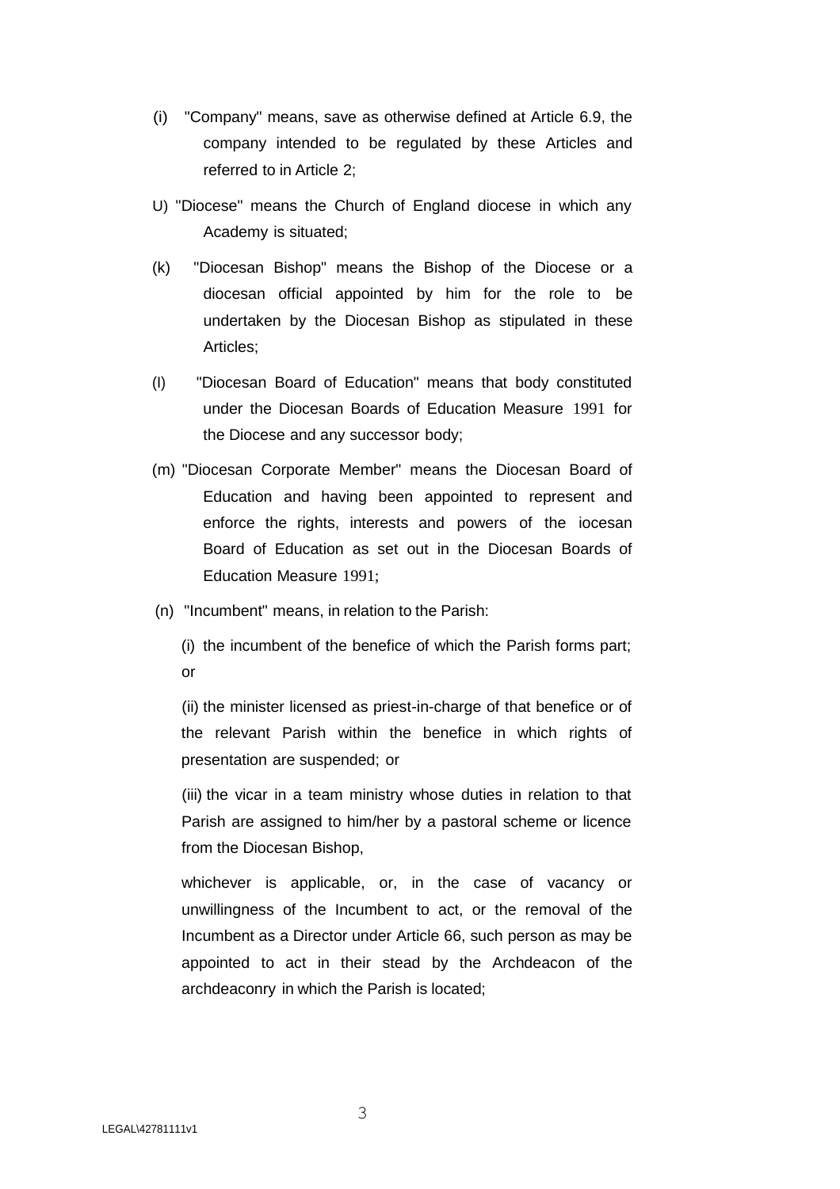(i) "Company" means, save as otherwise defined at Article 6.9, the company intended to be regulated by these Articles and referred to in Article 2;

U) "Diocese" means the Church of England diocese in which any Academy is situated;

(k) "Diocesan Bishop" means the Bishop of the Diocese or a diocesan official appointed by him for the role to be undertaken by the Diocesan Bishop as stipulated in these Articles;

(l) "Diocesan Board of Education" means that body constituted under the Diocesan Boards of Education Measure 1991 for the Diocese and any successor body;

(m) "Diocesan Corporate Member" means the Diocesan Board of Education and having been appointed to represent and enforce the rights, interests and powers of the iocesan Board of Education as set out in the Diocesan Boards of Education Measure 1991;

(n) "Incumbent" means, in relation to the Parish:

(i) the incumbent of the benefice of which the Parish forms part; or

(ii) the minister licensed as priest-in-charge of that benefice or of the relevant Parish within the benefice in which rights of presentation are suspended; or

(iii) the vicar in a team ministry whose duties in relation to that Parish are assigned to him/her by a pastoral scheme or licence from the Diocesan Bishop,

whichever is applicable, or, in the case of vacancy or unwillingness of the Incumbent to act, or the removal of the Incumbent as a Director under Article 66, such person as may be appointed to act in their stead by the Archdeacon of the archdeaconry in which the Parish is located;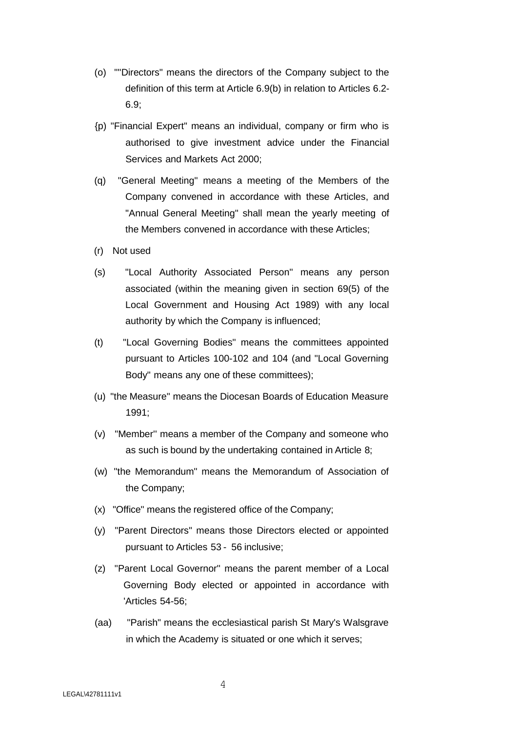(o) ""Directors" means the directors of the Company subject to the definition of this term at Article 6.9(b) in relation to Articles 6.2-6.9;

{p) "Financial Expert" means an individual, company or firm who is authorised to give investment advice under the Financial Services and Markets Act 2000;

(q) "General Meeting" means a meeting of the Members of the Company convened in accordance with these Articles, and "Annual General Meeting" shall mean the yearly meeting of the Members convened in accordance with these Articles;

(r) Not used

(s) "Local Authority Associated Person" means any person associated (within the meaning given in section 69(5) of the Local Government and Housing Act 1989) with any local authority by which the Company is influenced;

(t) "Local Governing Bodies" means the committees appointed pursuant to Articles 100-102 and 104 (and "Local Governing Body" means any one of these committees);

(u) "the Measure" means the Diocesan Boards of Education Measure 1991;

(v) "Member'' means a member of the Company and someone who as such is bound by the undertaking contained in Article 8;

(w) "the Memorandum" means the Memorandum of Association of the Company;

(x) "Office" means the registered office of the Company;

(y) "Parent Directors" means those Directors elected or appointed pursuant to Articles 53 - 56 inclusive;

(z) "Parent Local Governor'' means the parent member of a Local Governing Body elected or appointed in accordance with 'Articles 54-56;

(aa) "Parish" means the ecclesiastical parish St Mary's Walsgrave in which the Academy is situated or one which it serves;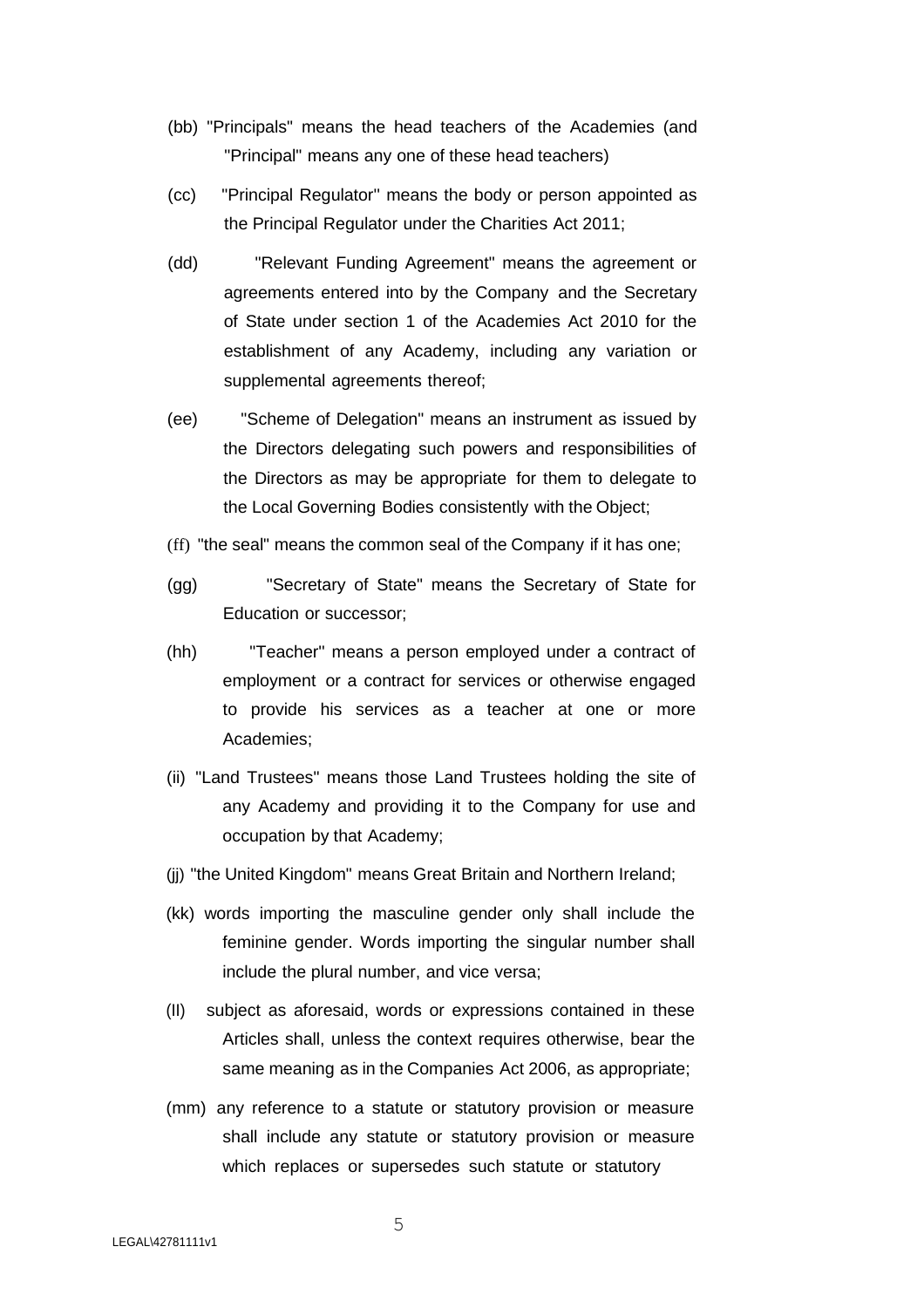(bb) "Principals" means the head teachers of the Academies (and "Principal" means any one of these head teachers)

(cc) "Principal Regulator" means the body or person appointed as the Principal Regulator under the Charities Act 2011;

(dd) "Relevant Funding Agreement" means the agreement or agreements entered into by the Company and the Secretary of State under section 1 of the Academies Act 2010 for the establishment of any Academy, including any variation or supplemental agreements thereof;

(ee) "Scheme of Delegation" means an instrument as issued by the Directors delegating such powers and responsibilities of the Directors as may be appropriate for them to delegate to the Local Governing Bodies consistently with the Object;

(ff) "the seal" means the common seal of the Company if it has one;

(gg) "Secretary of State" means the Secretary of State for Education or successor;

(hh) "Teacher" means a person employed under a contract of employment or a contract for services or otherwise engaged to provide his services as a teacher at one or more Academies;

(ii) "Land Trustees" means those Land Trustees holding the site of any Academy and providing it to the Company for use and occupation by that Academy;

(jj) "the United Kingdom" means Great Britain and Northern Ireland;

(kk) words importing the masculine gender only shall include the feminine gender. Words importing the singular number shall include the plural number, and vice versa;

(ll) subject as aforesaid, words or expressions contained in these Articles shall, unless the context requires otherwise, bear the same meaning as in the Companies Act 2006, as appropriate;

(mm) any reference to a statute or statutory provision or measure shall include any statute or statutory provision or measure which replaces or supersedes such statute or statutory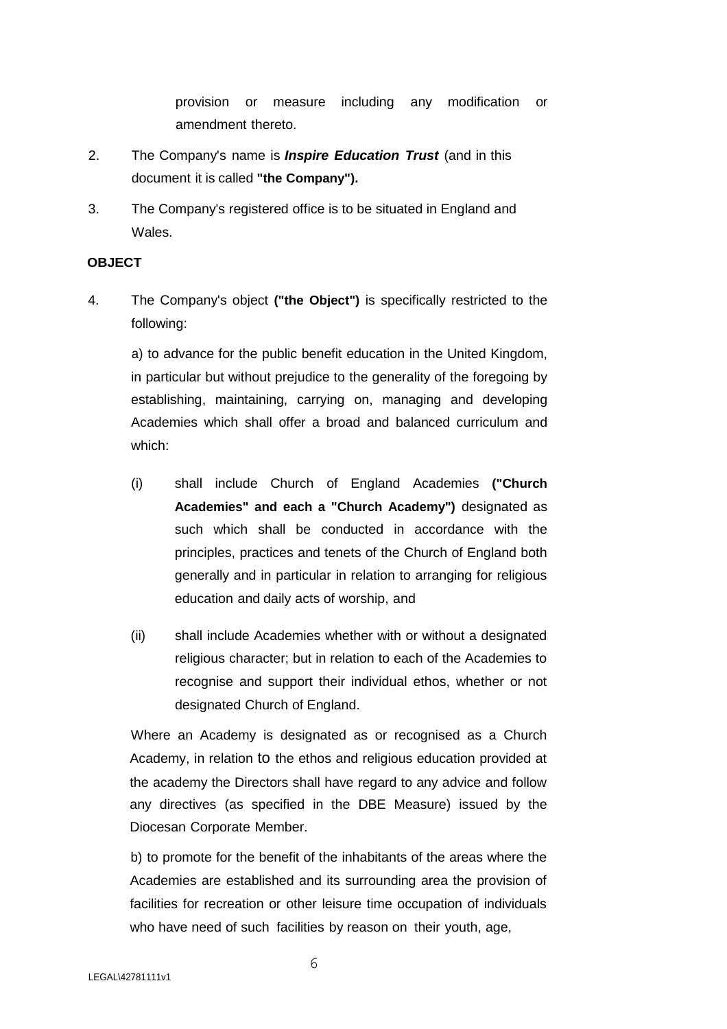provision or measure including any modification or amendment thereto.

2. The Company's name is ***Inspire Education Trust*** (and in this document it is called **"the Company").**

3. The Company's registered office is to be situated in England and Wales.

**OBJECT**

4. The Company's object **("the Object")** is specifically restricted to the following:

   a) to advance for the public benefit education in the United Kingdom, in particular but without prejudice to the generality of the foregoing by establishing, maintaining, carrying on, managing and developing Academies which shall offer a broad and balanced curriculum and which:

   (i) shall include Church of England Academies **("Church Academies" and each a "Church Academy")** designated as such which shall be conducted in accordance with the principles, practices and tenets of the Church of England both generally and in particular in relation to arranging for religious education and daily acts of worship, and

   (ii) shall include Academies whether with or without a designated religious character; but in relation to each of the Academies to recognise and support their individual ethos, whether or not designated Church of England.

   Where an Academy is designated as or recognised as a Church Academy, in relation to the ethos and religious education provided at the academy the Directors shall have regard to any advice and follow any directives (as specified in the DBE Measure) issued by the Diocesan Corporate Member.

   b) to promote for the benefit of the inhabitants of the areas where the Academies are established and its surrounding area the provision of facilities for recreation or other leisure time occupation of individuals who have need of such facilities by reason on their youth, age,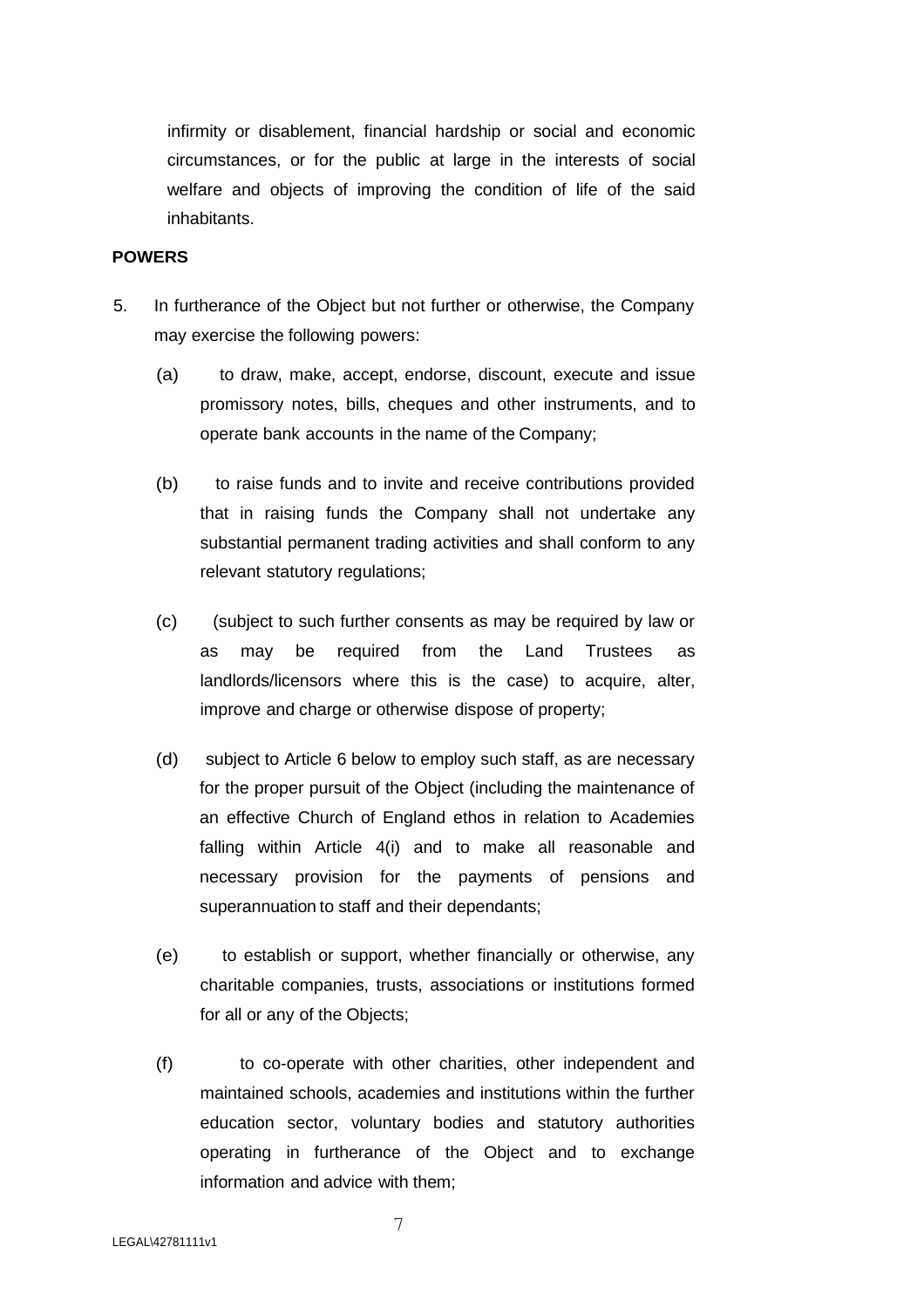infirmity or disablement, financial hardship or social and economic circumstances, or for the public at large in the interests of social welfare and objects of improving the condition of life of the said inhabitants.

**POWERS**

5. In furtherance of the Object but not further or otherwise, the Company may exercise the following powers:

   (a) to draw, make, accept, endorse, discount, execute and issue promissory notes, bills, cheques and other instruments, and to operate bank accounts in the name of the Company;

   (b) to raise funds and to invite and receive contributions provided that in raising funds the Company shall not undertake any substantial permanent trading activities and shall conform to any relevant statutory regulations;

   (c) (subject to such further consents as may be required by law or as may be required from the Land Trustees as landlords/licensors where this is the case) to acquire, alter, improve and charge or otherwise dispose of property;

   (d) subject to Article 6 below to employ such staff, as are necessary for the proper pursuit of the Object (including the maintenance of an effective Church of England ethos in relation to Academies falling within Article 4(i) and to make all reasonable and necessary provision for the payments of pensions and superannuation to staff and their dependants;

   (e) to establish or support, whether financially or otherwise, any charitable companies, trusts, associations or institutions formed for all or any of the Objects;

   (f) to co-operate with other charities, other independent and maintained schools, academies and institutions within the further education sector, voluntary bodies and statutory authorities operating in furtherance of the Object and to exchange information and advice with them;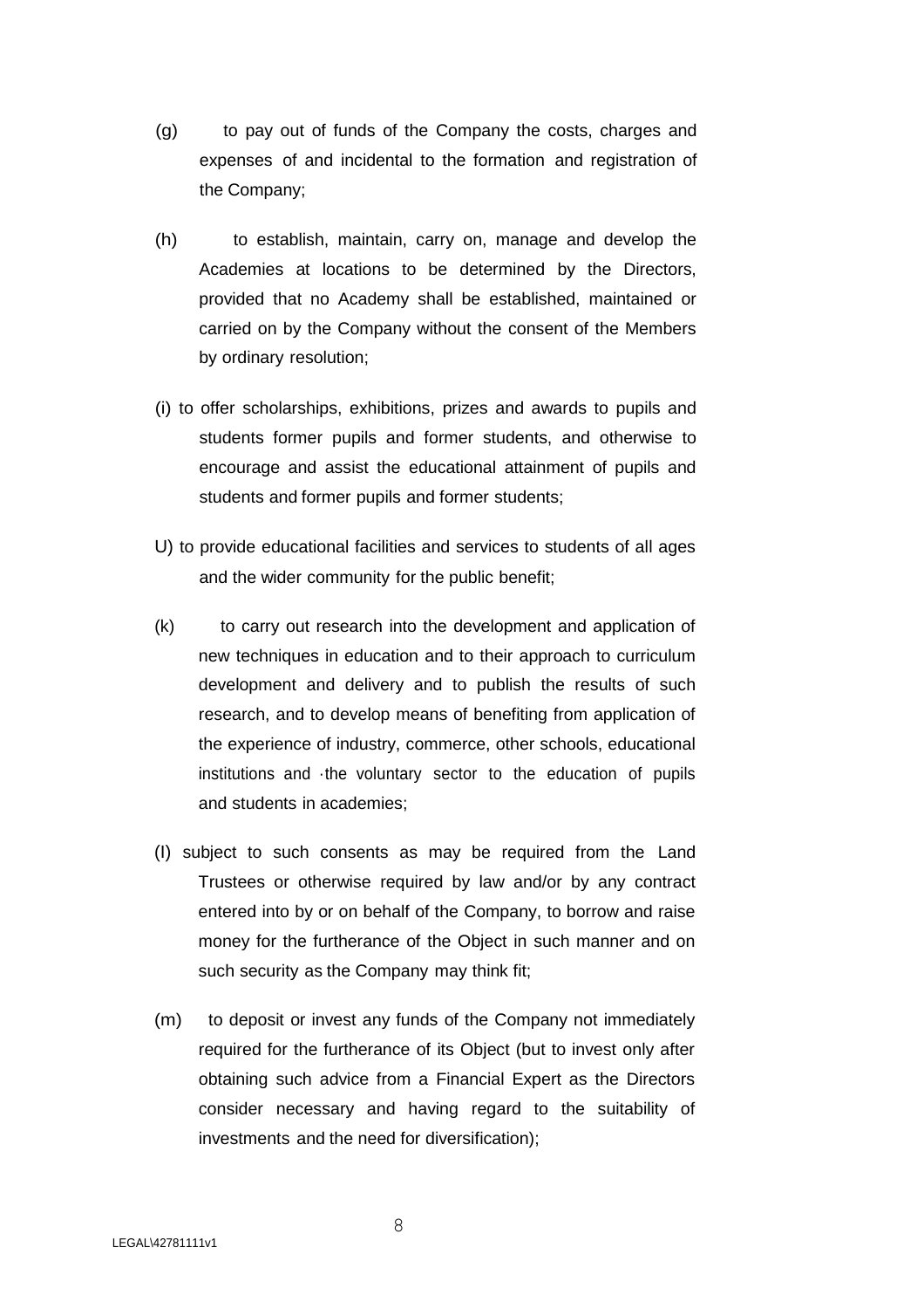(g) to pay out of funds of the Company the costs, charges and expenses of and incidental to the formation and registration of the Company;

(h) to establish, maintain, carry on, manage and develop the Academies at locations to be determined by the Directors, provided that no Academy shall be established, maintained or carried on by the Company without the consent of the Members by ordinary resolution;

(i) to offer scholarships, exhibitions, prizes and awards to pupils and students former pupils and former students, and otherwise to encourage and assist the educational attainment of pupils and students and former pupils and former students;

U) to provide educational facilities and services to students of all ages and the wider community for the public benefit;

(k) to carry out research into the development and application of new techniques in education and to their approach to curriculum development and delivery and to publish the results of such research, and to develop means of benefiting from application of the experience of industry, commerce, other schools, educational institutions and ·the voluntary sector to the education of pupils and students in academies;

(I) subject to such consents as may be required from the Land Trustees or otherwise required by law and/or by any contract entered into by or on behalf of the Company, to borrow and raise money for the furtherance of the Object in such manner and on such security as the Company may think fit;

(m) to deposit or invest any funds of the Company not immediately required for the furtherance of its Object (but to invest only after obtaining such advice from a Financial Expert as the Directors consider necessary and having regard to the suitability of investments and the need for diversification);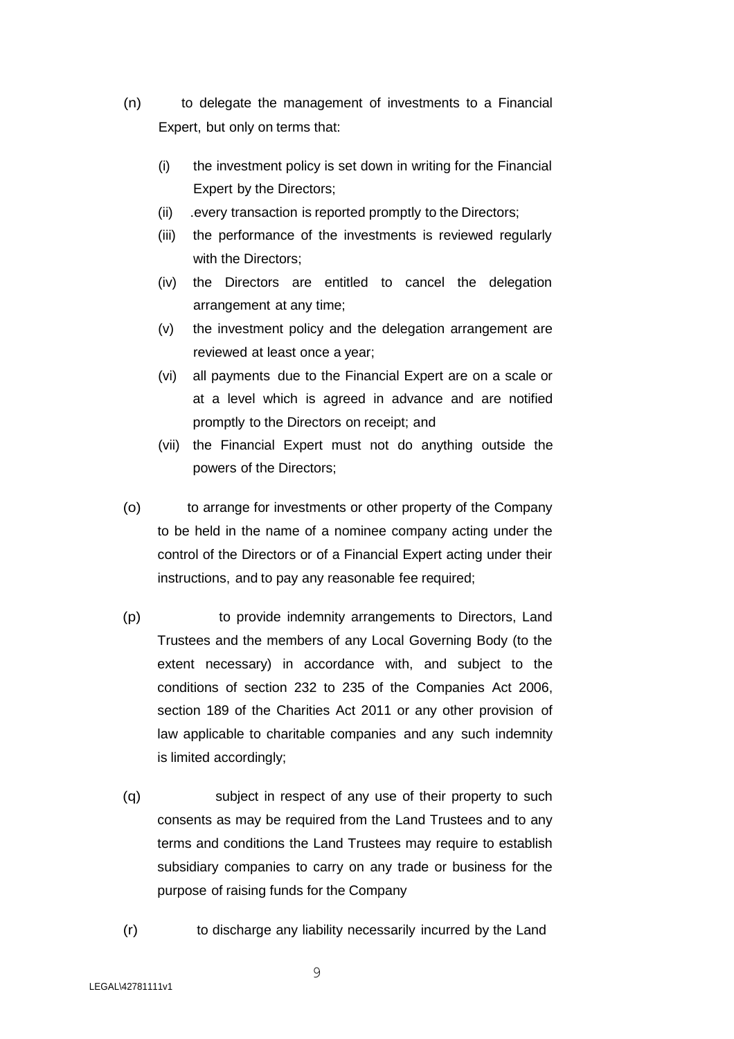(n) to delegate the management of investments to a Financial Expert, but only on terms that:

   (i) the investment policy is set down in writing for the Financial Expert by the Directors;
   (ii) .every transaction is reported promptly to the Directors;
   (iii) the performance of the investments is reviewed regularly with the Directors;
   (iv) the Directors are entitled to cancel the delegation arrangement at any time;
   (v) the investment policy and the delegation arrangement are reviewed at least once a year;
   (vi) all payments due to the Financial Expert are on a scale or at a level which is agreed in advance and are notified promptly to the Directors on receipt; and
   (vii) the Financial Expert must not do anything outside the powers of the Directors;

(o) to arrange for investments or other property of the Company to be held in the name of a nominee company acting under the control of the Directors or of a Financial Expert acting under their instructions, and to pay any reasonable fee required;

(p) to provide indemnity arrangements to Directors, Land Trustees and the members of any Local Governing Body (to the extent necessary) in accordance with, and subject to the conditions of section 232 to 235 of the Companies Act 2006, section 189 of the Charities Act 2011 or any other provision of law applicable to charitable companies and any such indemnity is limited accordingly;

(q) subject in respect of any use of their property to such consents as may be required from the Land Trustees and to any terms and conditions the Land Trustees may require to establish subsidiary companies to carry on any trade or business for the purpose of raising funds for the Company

(r) to discharge any liability necessarily incurred by the Land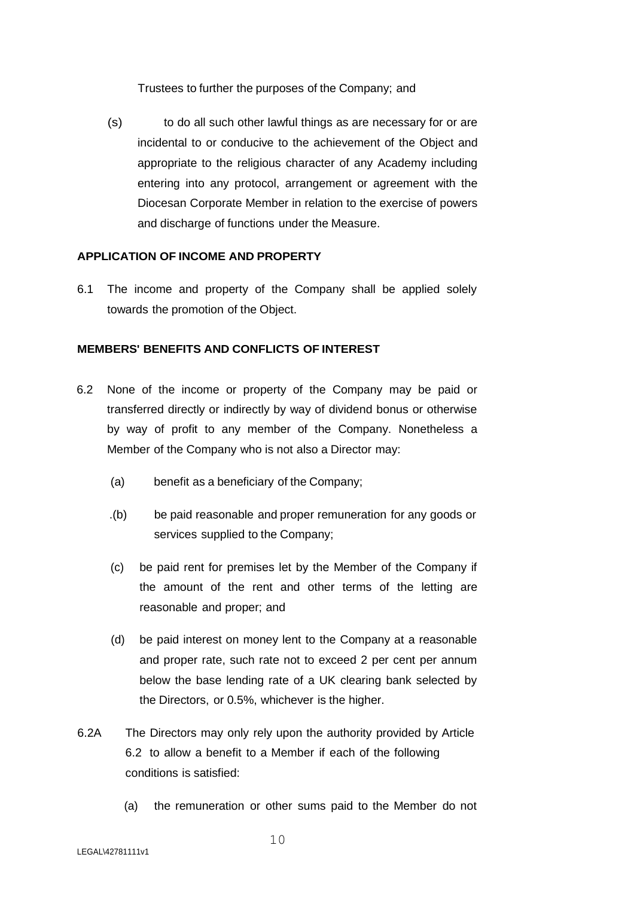Trustees to further the purposes of the Company; and

(s) to do all such other lawful things as are necessary for or are incidental to or conducive to the achievement of the Object and appropriate to the religious character of any Academy including entering into any protocol, arrangement or agreement with the Diocesan Corporate Member in relation to the exercise of powers and discharge of functions under the Measure.

**APPLICATION OF INCOME AND PROPERTY**

6.1 The income and property of the Company shall be applied solely towards the promotion of the Object.

**MEMBERS' BENEFITS AND CONFLICTS OF INTEREST**

6.2 None of the income or property of the Company may be paid or transferred directly or indirectly by way of dividend bonus or otherwise by way of profit to any member of the Company. Nonetheless a Member of the Company who is not also a Director may:

(a) benefit as a beneficiary of the Company;

.(b) be paid reasonable and proper remuneration for any goods or services supplied to the Company;

(c) be paid rent for premises let by the Member of the Company if the amount of the rent and other terms of the letting are reasonable and proper; and

(d) be paid interest on money lent to the Company at a reasonable and proper rate, such rate not to exceed 2 per cent per annum below the base lending rate of a UK clearing bank selected by the Directors, or 0.5%, whichever is the higher.

6.2A The Directors may only rely upon the authority provided by Article 6.2 to allow a benefit to a Member if each of the following conditions is satisfied:

(a) the remuneration or other sums paid to the Member do not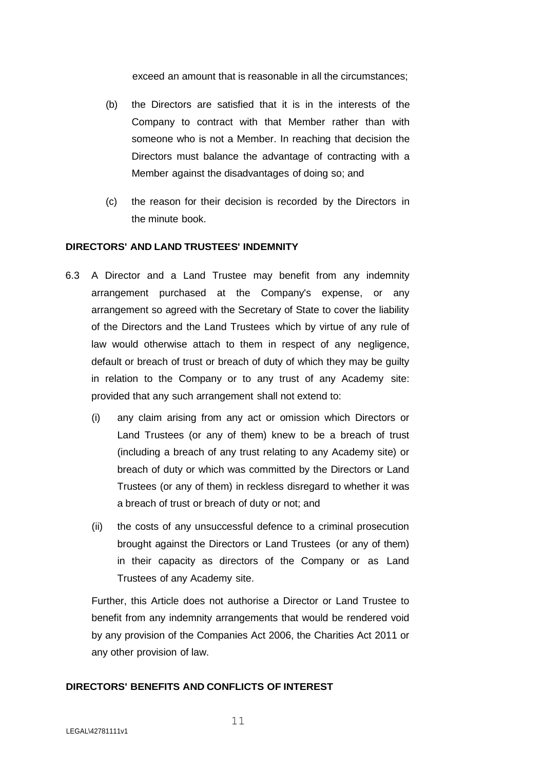exceed an amount that is reasonable in all the circumstances;

(b) the Directors are satisfied that it is in the interests of the Company to contract with that Member rather than with someone who is not a Member. In reaching that decision the Directors must balance the advantage of contracting with a Member against the disadvantages of doing so; and

(c) the reason for their decision is recorded by the Directors in the minute book.

**DIRECTORS' AND LAND TRUSTEES' INDEMNITY**

6.3 A Director and a Land Trustee may benefit from any indemnity arrangement purchased at the Company's expense, or any arrangement so agreed with the Secretary of State to cover the liability of the Directors and the Land Trustees which by virtue of any rule of law would otherwise attach to them in respect of any negligence, default or breach of trust or breach of duty of which they may be guilty in relation to the Company or to any trust of any Academy site: provided that any such arrangement shall not extend to:

(i) any claim arising from any act or omission which Directors or Land Trustees (or any of them) knew to be a breach of trust (including a breach of any trust relating to any Academy site) or breach of duty or which was committed by the Directors or Land Trustees (or any of them) in reckless disregard to whether it was a breach of trust or breach of duty or not; and

(ii) the costs of any unsuccessful defence to a criminal prosecution brought against the Directors or Land Trustees (or any of them) in their capacity as directors of the Company or as Land Trustees of any Academy site.

Further, this Article does not authorise a Director or Land Trustee to benefit from any indemnity arrangements that would be rendered void by any provision of the Companies Act 2006, the Charities Act 2011 or any other provision of law.

**DIRECTORS' BENEFITS AND CONFLICTS OF INTEREST**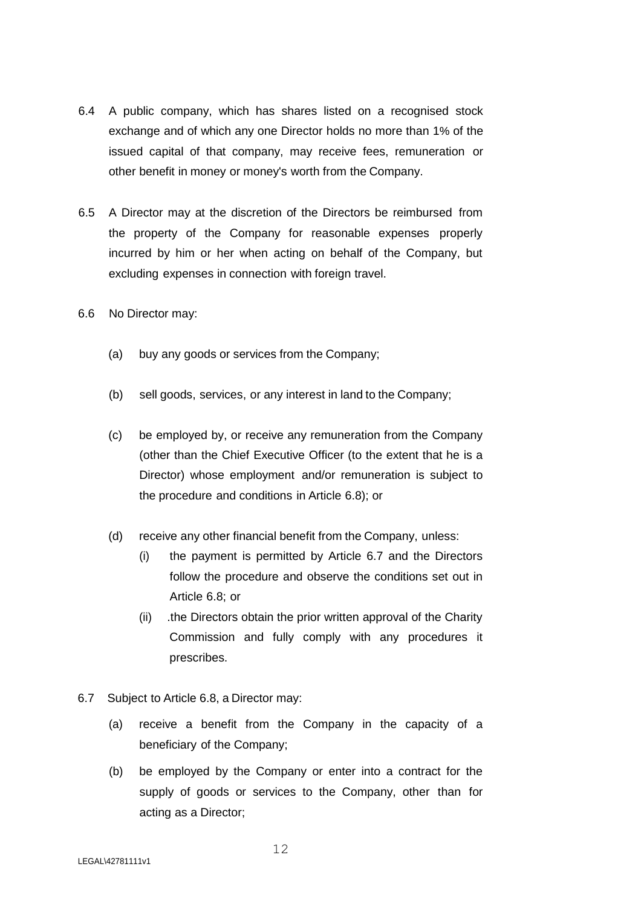6.4 A public company, which has shares listed on a recognised stock exchange and of which any one Director holds no more than 1% of the issued capital of that company, may receive fees, remuneration or other benefit in money or money's worth from the Company.

6.5 A Director may at the discretion of the Directors be reimbursed from the property of the Company for reasonable expenses properly incurred by him or her when acting on behalf of the Company, but excluding expenses in connection with foreign travel.

6.6 No Director may:

(a) buy any goods or services from the Company;

(b) sell goods, services, or any interest in land to the Company;

(c) be employed by, or receive any remuneration from the Company (other than the Chief Executive Officer (to the extent that he is a Director) whose employment and/or remuneration is subject to the procedure and conditions in Article 6.8); or

(d) receive any other financial benefit from the Company, unless:

(i) the payment is permitted by Article 6.7 and the Directors follow the procedure and observe the conditions set out in Article 6.8; or

(ii) .the Directors obtain the prior written approval of the Charity Commission and fully comply with any procedures it prescribes.

6.7 Subject to Article 6.8, a Director may:

(a) receive a benefit from the Company in the capacity of a beneficiary of the Company;

(b) be employed by the Company or enter into a contract for the supply of goods or services to the Company, other than for acting as a Director;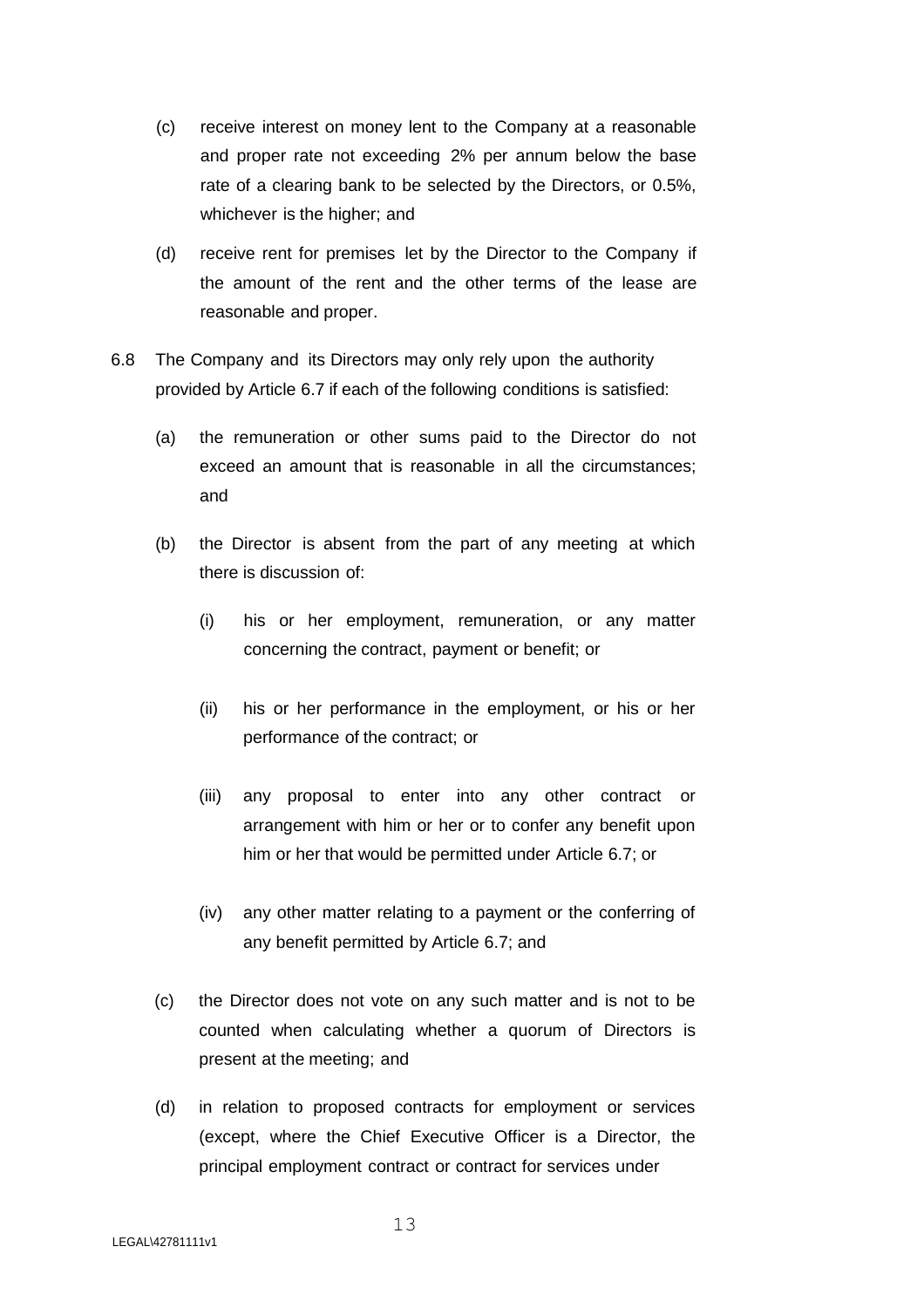(c) receive interest on money lent to the Company at a reasonable and proper rate not exceeding 2% per annum below the base rate of a clearing bank to be selected by the Directors, or 0.5%, whichever is the higher; and

(d) receive rent for premises let by the Director to the Company if the amount of the rent and the other terms of the lease are reasonable and proper.

6.8 The Company and its Directors may only rely upon the authority provided by Article 6.7 if each of the following conditions is satisfied:

(a) the remuneration or other sums paid to the Director do not exceed an amount that is reasonable in all the circumstances; and

(b) the Director is absent from the part of any meeting at which there is discussion of:

(i) his or her employment, remuneration, or any matter concerning the contract, payment or benefit; or

(ii) his or her performance in the employment, or his or her performance of the contract; or

(iii) any proposal to enter into any other contract or arrangement with him or her or to confer any benefit upon him or her that would be permitted under Article 6.7; or

(iv) any other matter relating to a payment or the conferring of any benefit permitted by Article 6.7; and

(c) the Director does not vote on any such matter and is not to be counted when calculating whether a quorum of Directors is present at the meeting; and

(d) in relation to proposed contracts for employment or services (except, where the Chief Executive Officer is a Director, the principal employment contract or contract for services under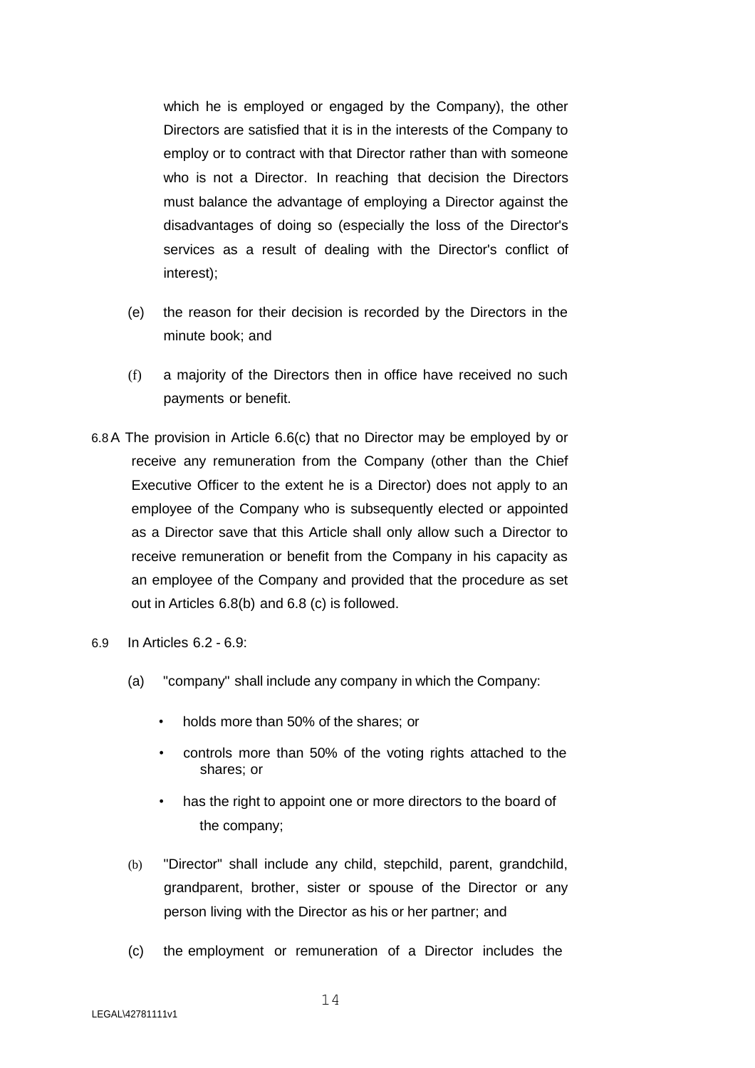which he is employed or engaged by the Company), the other Directors are satisfied that it is in the interests of the Company to employ or to contract with that Director rather than with someone who is not a Director. In reaching that decision the Directors must balance the advantage of employing a Director against the disadvantages of doing so (especially the loss of the Director's services as a result of dealing with the Director's conflict of interest);

(e) the reason for their decision is recorded by the Directors in the minute book; and

(f) a majority of the Directors then in office have received no such payments or benefit.

6.8 A The provision in Article 6.6(c) that no Director may be employed by or receive any remuneration from the Company (other than the Chief Executive Officer to the extent he is a Director) does not apply to an employee of the Company who is subsequently elected or appointed as a Director save that this Article shall only allow such a Director to receive remuneration or benefit from the Company in his capacity as an employee of the Company and provided that the procedure as set out in Articles 6.8(b) and 6.8 (c) is followed.

6.9 In Articles 6.2 - 6.9:

(a) "company" shall include any company in which the Company:

- holds more than 50% of the shares; or
- controls more than 50% of the voting rights attached to the shares; or
- has the right to appoint one or more directors to the board of the company;

(b) "Director" shall include any child, stepchild, parent, grandchild, grandparent, brother, sister or spouse of the Director or any person living with the Director as his or her partner; and

(c) the employment or remuneration of a Director includes the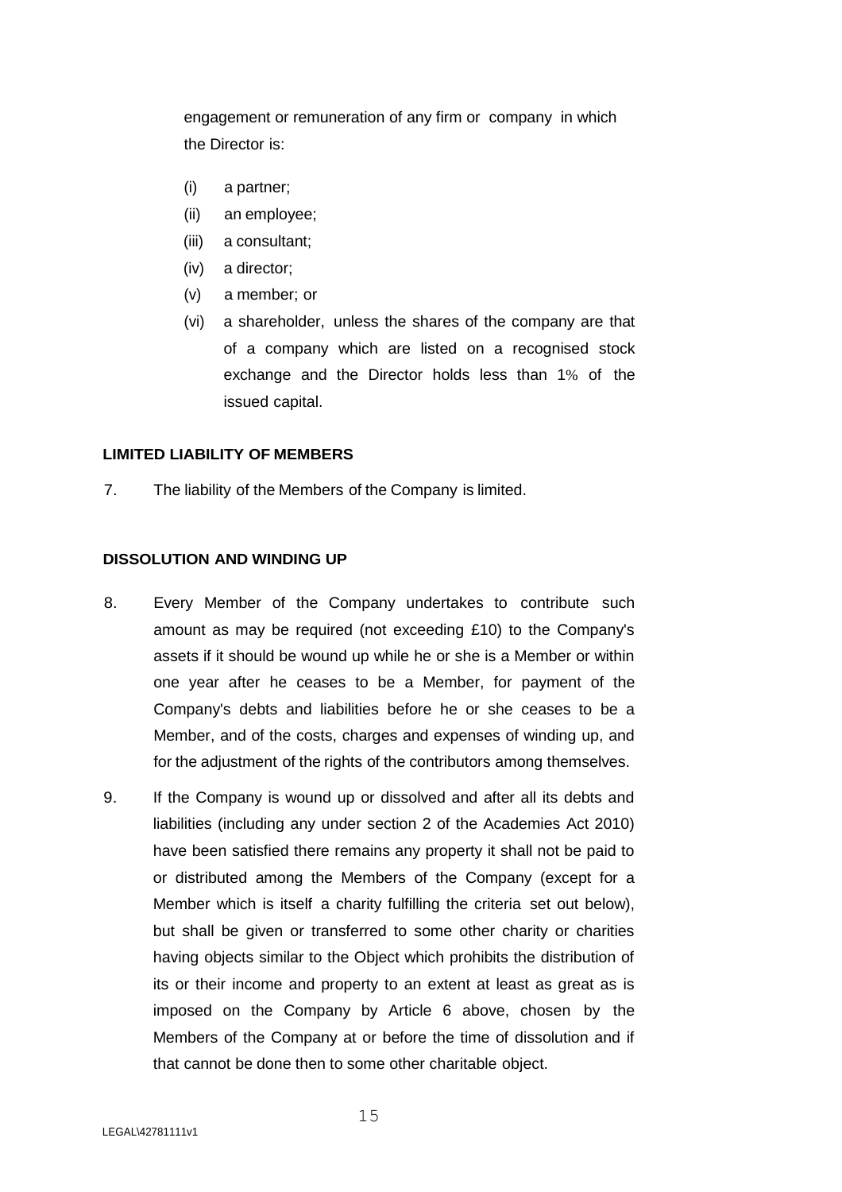engagement or remuneration of any firm or company in which the Director is:

- (i) a partner;
- (ii) an employee;
- (iii) a consultant;
- (iv) a director;
- (v) a member; or
- (vi) a shareholder, unless the shares of the company are that of a company which are listed on a recognised stock exchange and the Director holds less than 1% of the issued capital.

**LIMITED LIABILITY OF MEMBERS**

7. The liability of the Members of the Company is limited.

**DISSOLUTION AND WINDING UP**

8. Every Member of the Company undertakes to contribute such amount as may be required (not exceeding £10) to the Company's assets if it should be wound up while he or she is a Member or within one year after he ceases to be a Member, for payment of the Company's debts and liabilities before he or she ceases to be a Member, and of the costs, charges and expenses of winding up, and for the adjustment of the rights of the contributors among themselves.

9. If the Company is wound up or dissolved and after all its debts and liabilities (including any under section 2 of the Academies Act 2010) have been satisfied there remains any property it shall not be paid to or distributed among the Members of the Company (except for a Member which is itself a charity fulfilling the criteria set out below), but shall be given or transferred to some other charity or charities having objects similar to the Object which prohibits the distribution of its or their income and property to an extent at least as great as is imposed on the Company by Article 6 above, chosen by the Members of the Company at or before the time of dissolution and if that cannot be done then to some other charitable object.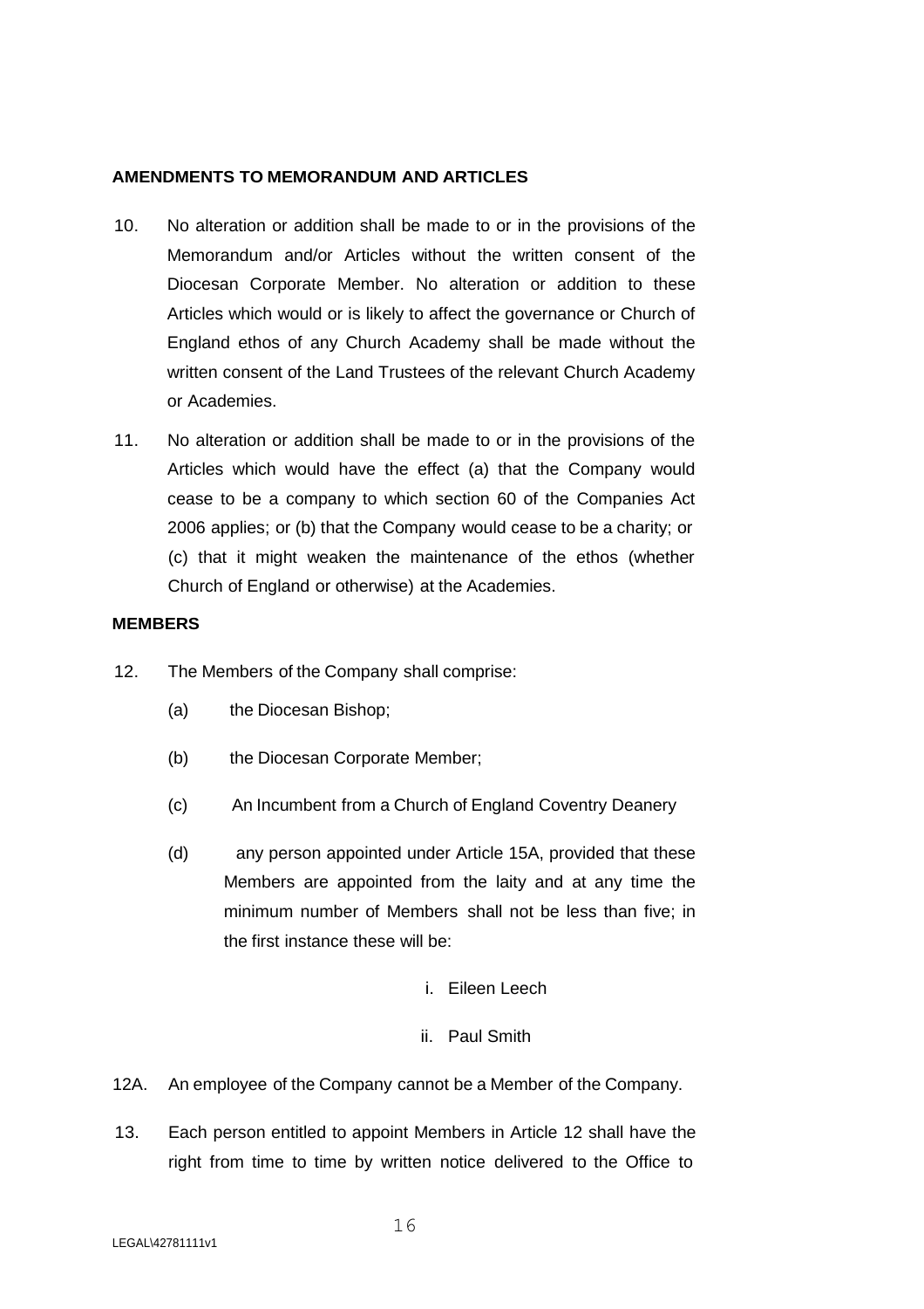**AMENDMENTS TO MEMORANDUM AND ARTICLES**

10. No alteration or addition shall be made to or in the provisions of the Memorandum and/or Articles without the written consent of the Diocesan Corporate Member. No alteration or addition to these Articles which would or is likely to affect the governance or Church of England ethos of any Church Academy shall be made without the written consent of the Land Trustees of the relevant Church Academy or Academies.

11. No alteration or addition shall be made to or in the provisions of the Articles which would have the effect (a) that the Company would cease to be a company to which section 60 of the Companies Act 2006 applies; or (b) that the Company would cease to be a charity; or (c) that it might weaken the maintenance of the ethos (whether Church of England or otherwise) at the Academies.

**MEMBERS**

12. The Members of the Company shall comprise:

    (a) the Diocesan Bishop;

    (b) the Diocesan Corporate Member;

    (c) An Incumbent from a Church of England Coventry Deanery

    (d) any person appointed under Article 15A, provided that these Members are appointed from the laity and at any time the minimum number of Members shall not be less than five; in the first instance these will be:

        i. Eileen Leech

        ii. Paul Smith

12A. An employee of the Company cannot be a Member of the Company.

13. Each person entitled to appoint Members in Article 12 shall have the right from time to time by written notice delivered to the Office to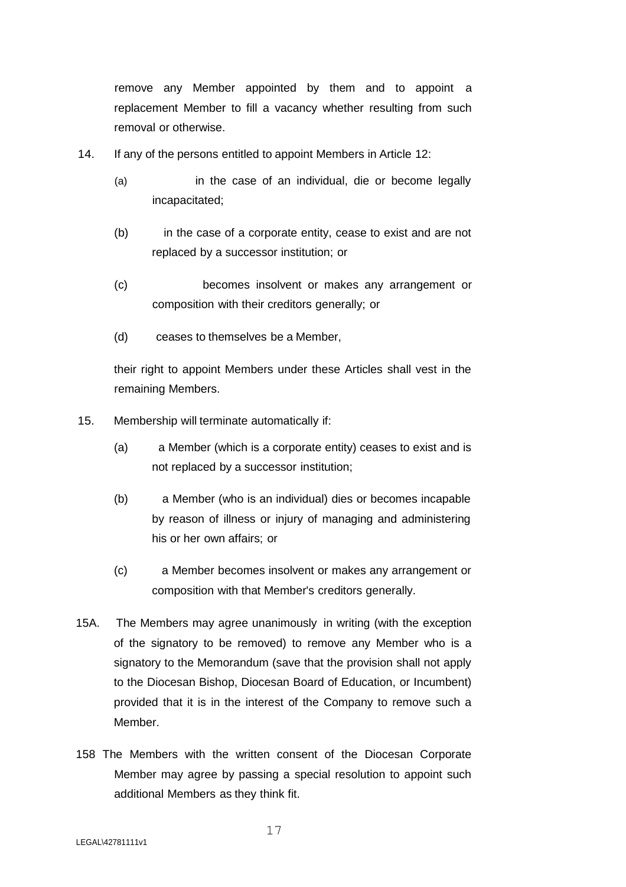remove any Member appointed by them and to appoint a replacement Member to fill a vacancy whether resulting from such removal or otherwise.

14. If any of the persons entitled to appoint Members in Article 12:

    (a) in the case of an individual, die or become legally incapacitated;

    (b) in the case of a corporate entity, cease to exist and are not replaced by a successor institution; or

    (c) becomes insolvent or makes any arrangement or composition with their creditors generally; or

    (d) ceases to themselves be a Member,

    their right to appoint Members under these Articles shall vest in the remaining Members.

15. Membership will terminate automatically if:

    (a) a Member (which is a corporate entity) ceases to exist and is not replaced by a successor institution;

    (b) a Member (who is an individual) dies or becomes incapable by reason of illness or injury of managing and administering his or her own affairs; or

    (c) a Member becomes insolvent or makes any arrangement or composition with that Member's creditors generally.

15A. The Members may agree unanimously in writing (with the exception of the signatory to be removed) to remove any Member who is a signatory to the Memorandum (save that the provision shall not apply to the Diocesan Bishop, Diocesan Board of Education, or Incumbent) provided that it is in the interest of the Company to remove such a Member.

158 The Members with the written consent of the Diocesan Corporate Member may agree by passing a special resolution to appoint such additional Members as they think fit.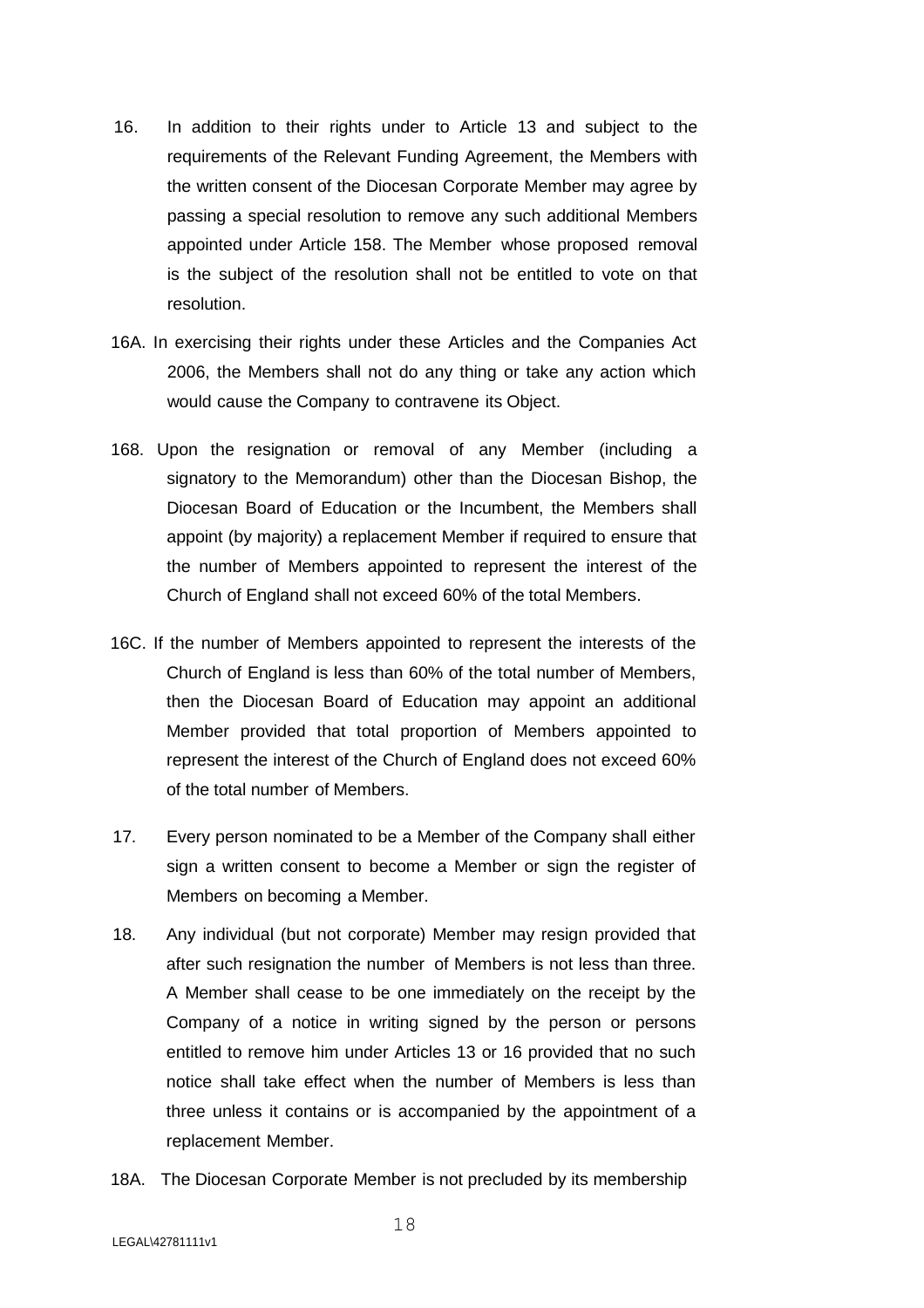16. In addition to their rights under to Article 13 and subject to the requirements of the Relevant Funding Agreement, the Members with the written consent of the Diocesan Corporate Member may agree by passing a special resolution to remove any such additional Members appointed under Article 158. The Member whose proposed removal is the subject of the resolution shall not be entitled to vote on that resolution.

16A. In exercising their rights under these Articles and the Companies Act 2006, the Members shall not do any thing or take any action which would cause the Company to contravene its Object.

168. Upon the resignation or removal of any Member (including a signatory to the Memorandum) other than the Diocesan Bishop, the Diocesan Board of Education or the Incumbent, the Members shall appoint (by majority) a replacement Member if required to ensure that the number of Members appointed to represent the interest of the Church of England shall not exceed 60% of the total Members.

16C. If the number of Members appointed to represent the interests of the Church of England is less than 60% of the total number of Members, then the Diocesan Board of Education may appoint an additional Member provided that total proportion of Members appointed to represent the interest of the Church of England does not exceed 60% of the total number of Members.

17. Every person nominated to be a Member of the Company shall either sign a written consent to become a Member or sign the register of Members on becoming a Member.

18. Any individual (but not corporate) Member may resign provided that after such resignation the number of Members is not less than three. A Member shall cease to be one immediately on the receipt by the Company of a notice in writing signed by the person or persons entitled to remove him under Articles 13 or 16 provided that no such notice shall take effect when the number of Members is less than three unless it contains or is accompanied by the appointment of a replacement Member.

18A. The Diocesan Corporate Member is not precluded by its membership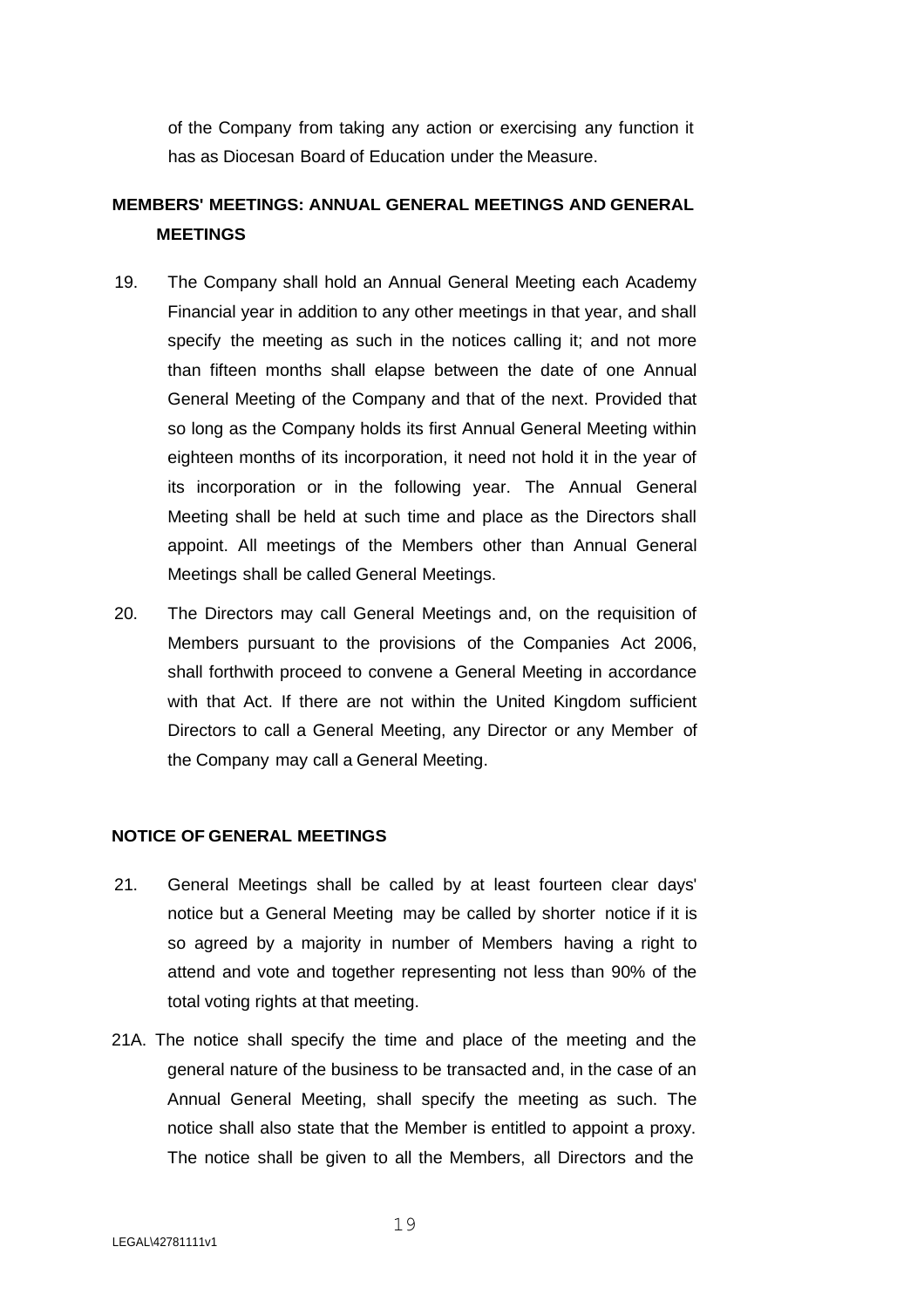of the Company from taking any action or exercising any function it has as Diocesan Board of Education under the Measure.

## MEMBERS' MEETINGS: ANNUAL GENERAL MEETINGS AND GENERAL MEETINGS

19. The Company shall hold an Annual General Meeting each Academy Financial year in addition to any other meetings in that year, and shall specify the meeting as such in the notices calling it; and not more than fifteen months shall elapse between the date of one Annual General Meeting of the Company and that of the next. Provided that so long as the Company holds its first Annual General Meeting within eighteen months of its incorporation, it need not hold it in the year of its incorporation or in the following year. The Annual General Meeting shall be held at such time and place as the Directors shall appoint. All meetings of the Members other than Annual General Meetings shall be called General Meetings.

20. The Directors may call General Meetings and, on the requisition of Members pursuant to the provisions of the Companies Act 2006, shall forthwith proceed to convene a General Meeting in accordance with that Act. If there are not within the United Kingdom sufficient Directors to call a General Meeting, any Director or any Member of the Company may call a General Meeting.

## NOTICE OF GENERAL MEETINGS

21. General Meetings shall be called by at least fourteen clear days' notice but a General Meeting may be called by shorter notice if it is so agreed by a majority in number of Members having a right to attend and vote and together representing not less than 90% of the total voting rights at that meeting.

21A. The notice shall specify the time and place of the meeting and the general nature of the business to be transacted and, in the case of an Annual General Meeting, shall specify the meeting as such. The notice shall also state that the Member is entitled to appoint a proxy. The notice shall be given to all the Members, all Directors and the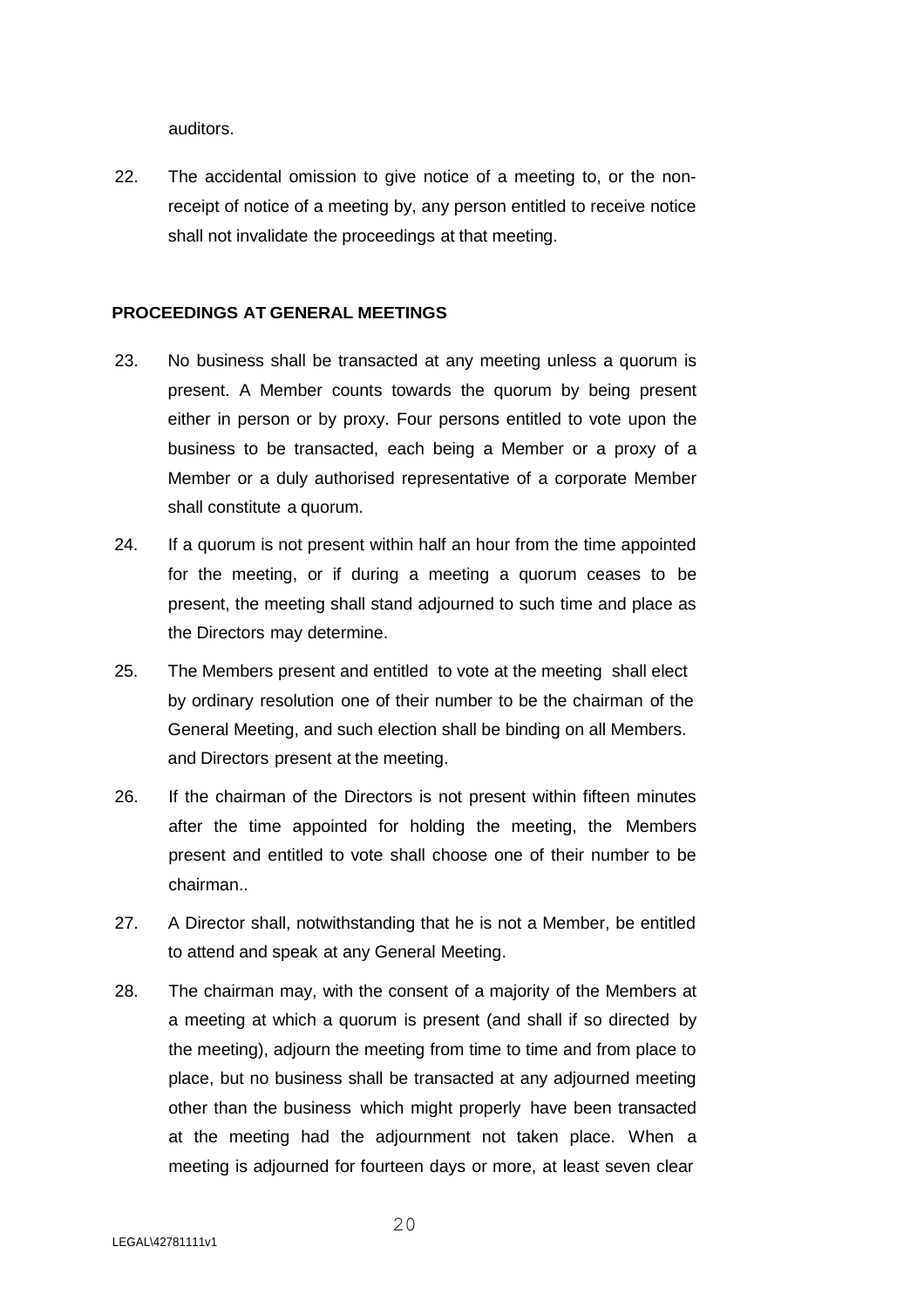auditors.

22. The accidental omission to give notice of a meeting to, or the non-receipt of notice of a meeting by, any person entitled to receive notice shall not invalidate the proceedings at that meeting.

**PROCEEDINGS AT GENERAL MEETINGS**

23. No business shall be transacted at any meeting unless a quorum is present. A Member counts towards the quorum by being present either in person or by proxy. Four persons entitled to vote upon the business to be transacted, each being a Member or a proxy of a Member or a duly authorised representative of a corporate Member shall constitute a quorum.

24. If a quorum is not present within half an hour from the time appointed for the meeting, or if during a meeting a quorum ceases to be present, the meeting shall stand adjourned to such time and place as the Directors may determine.

25. The Members present and entitled to vote at the meeting shall elect by ordinary resolution one of their number to be the chairman of the General Meeting, and such election shall be binding on all Members. and Directors present at the meeting.

26. If the chairman of the Directors is not present within fifteen minutes after the time appointed for holding the meeting, the Members present and entitled to vote shall choose one of their number to be chairman..

27. A Director shall, notwithstanding that he is not a Member, be entitled to attend and speak at any General Meeting.

28. The chairman may, with the consent of a majority of the Members at a meeting at which a quorum is present (and shall if so directed by the meeting), adjourn the meeting from time to time and from place to place, but no business shall be transacted at any adjourned meeting other than the business which might properly have been transacted at the meeting had the adjournment not taken place. When a meeting is adjourned for fourteen days or more, at least seven clear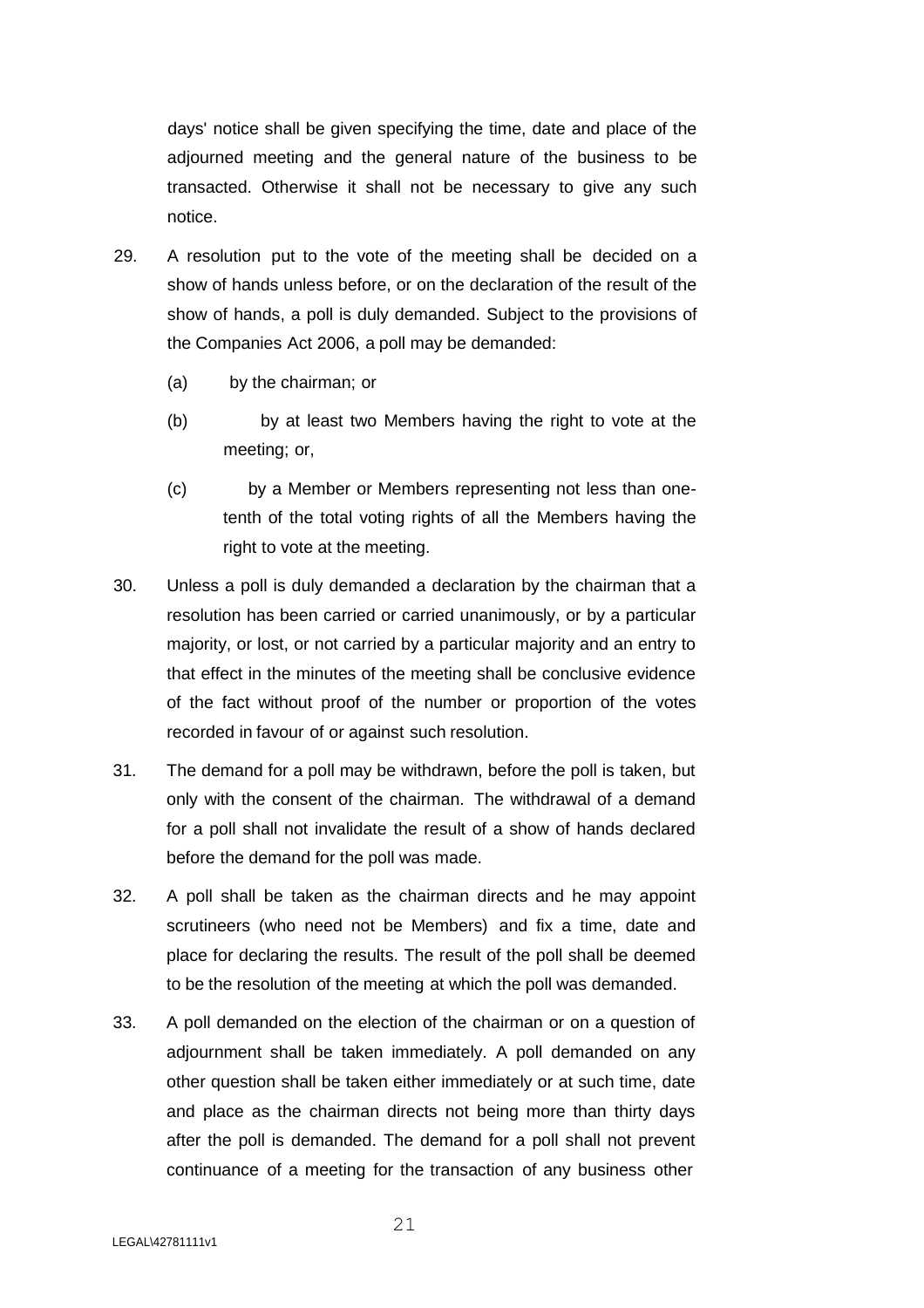days' notice shall be given specifying the time, date and place of the adjourned meeting and the general nature of the business to be transacted. Otherwise it shall not be necessary to give any such notice.

29. A resolution put to the vote of the meeting shall be decided on a show of hands unless before, or on the declaration of the result of the show of hands, a poll is duly demanded. Subject to the provisions of the Companies Act 2006, a poll may be demanded:

    (a) by the chairman; or

    (b) by at least two Members having the right to vote at the meeting; or,

    (c) by a Member or Members representing not less than one-tenth of the total voting rights of all the Members having the right to vote at the meeting.

30. Unless a poll is duly demanded a declaration by the chairman that a resolution has been carried or carried unanimously, or by a particular majority, or lost, or not carried by a particular majority and an entry to that effect in the minutes of the meeting shall be conclusive evidence of the fact without proof of the number or proportion of the votes recorded in favour of or against such resolution.

31. The demand for a poll may be withdrawn, before the poll is taken, but only with the consent of the chairman. The withdrawal of a demand for a poll shall not invalidate the result of a show of hands declared before the demand for the poll was made.

32. A poll shall be taken as the chairman directs and he may appoint scrutineers (who need not be Members) and fix a time, date and place for declaring the results. The result of the poll shall be deemed to be the resolution of the meeting at which the poll was demanded.

33. A poll demanded on the election of the chairman or on a question of adjournment shall be taken immediately. A poll demanded on any other question shall be taken either immediately or at such time, date and place as the chairman directs not being more than thirty days after the poll is demanded. The demand for a poll shall not prevent continuance of a meeting for the transaction of any business other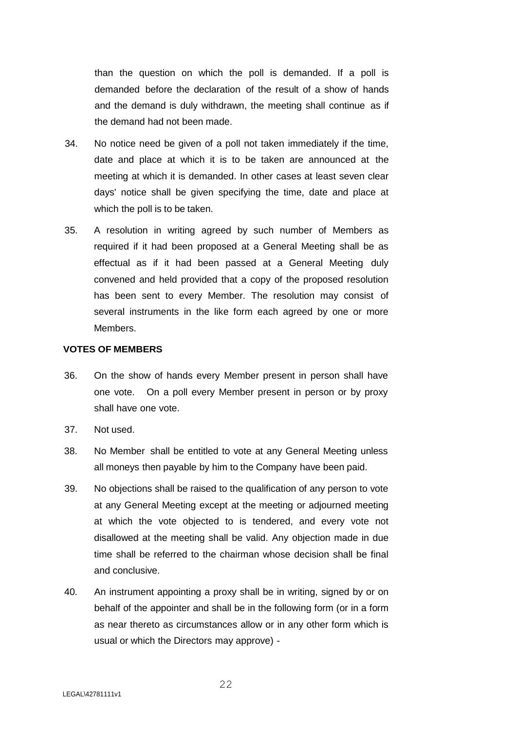than the question on which the poll is demanded. If a poll is demanded before the declaration of the result of a show of hands and the demand is duly withdrawn, the meeting shall continue as if the demand had not been made.

34. No notice need be given of a poll not taken immediately if the time, date and place at which it is to be taken are announced at the meeting at which it is demanded. In other cases at least seven clear days' notice shall be given specifying the time, date and place at which the poll is to be taken.

35. A resolution in writing agreed by such number of Members as required if it had been proposed at a General Meeting shall be as effectual as if it had been passed at a General Meeting duly convened and held provided that a copy of the proposed resolution has been sent to every Member. The resolution may consist of several instruments in the like form each agreed by one or more Members.

**VOTES OF MEMBERS**

36. On the show of hands every Member present in person shall have one vote. On a poll every Member present in person or by proxy shall have one vote.

37. Not used.

38. No Member shall be entitled to vote at any General Meeting unless all moneys then payable by him to the Company have been paid.

39. No objections shall be raised to the qualification of any person to vote at any General Meeting except at the meeting or adjourned meeting at which the vote objected to is tendered, and every vote not disallowed at the meeting shall be valid. Any objection made in due time shall be referred to the chairman whose decision shall be final and conclusive.

40. An instrument appointing a proxy shall be in writing, signed by or on behalf of the appointer and shall be in the following form (or in a form as near thereto as circumstances allow or in any other form which is usual or which the Directors may approve) -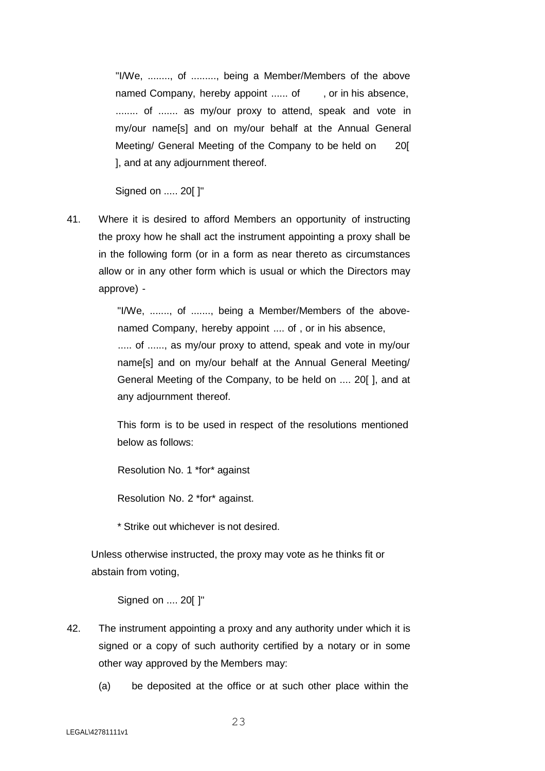"I/We, ........, of ........., being a Member/Members of the above named Company, hereby appoint ...... of , or in his absence, ........ of ....... as my/our proxy to attend, speak and vote in my/our name[s] and on my/our behalf at the Annual General Meeting/ General Meeting of the Company to be held on 20[ ], and at any adjournment thereof.

Signed on ..... 20[ ]"

41. Where it is desired to afford Members an opportunity of instructing the proxy how he shall act the instrument appointing a proxy shall be in the following form (or in a form as near thereto as circumstances allow or in any other form which is usual or which the Directors may approve) -

"I/We, ......., of ......., being a Member/Members of the above-named Company, hereby appoint .... of , or in his absence, ..... of ......, as my/our proxy to attend, speak and vote in my/our name[s] and on my/our behalf at the Annual General Meeting/ General Meeting of the Company, to be held on .... 20[ ], and at any adjournment thereof.

This form is to be used in respect of the resolutions mentioned below as follows:

Resolution No. 1 *for* against

Resolution No. 2 *for* against.

* Strike out whichever is not desired.

Unless otherwise instructed, the proxy may vote as he thinks fit or abstain from voting,

Signed on .... 20[ ]"

42. The instrument appointing a proxy and any authority under which it is signed or a copy of such authority certified by a notary or in some other way approved by the Members may:

(a) be deposited at the office or at such other place within the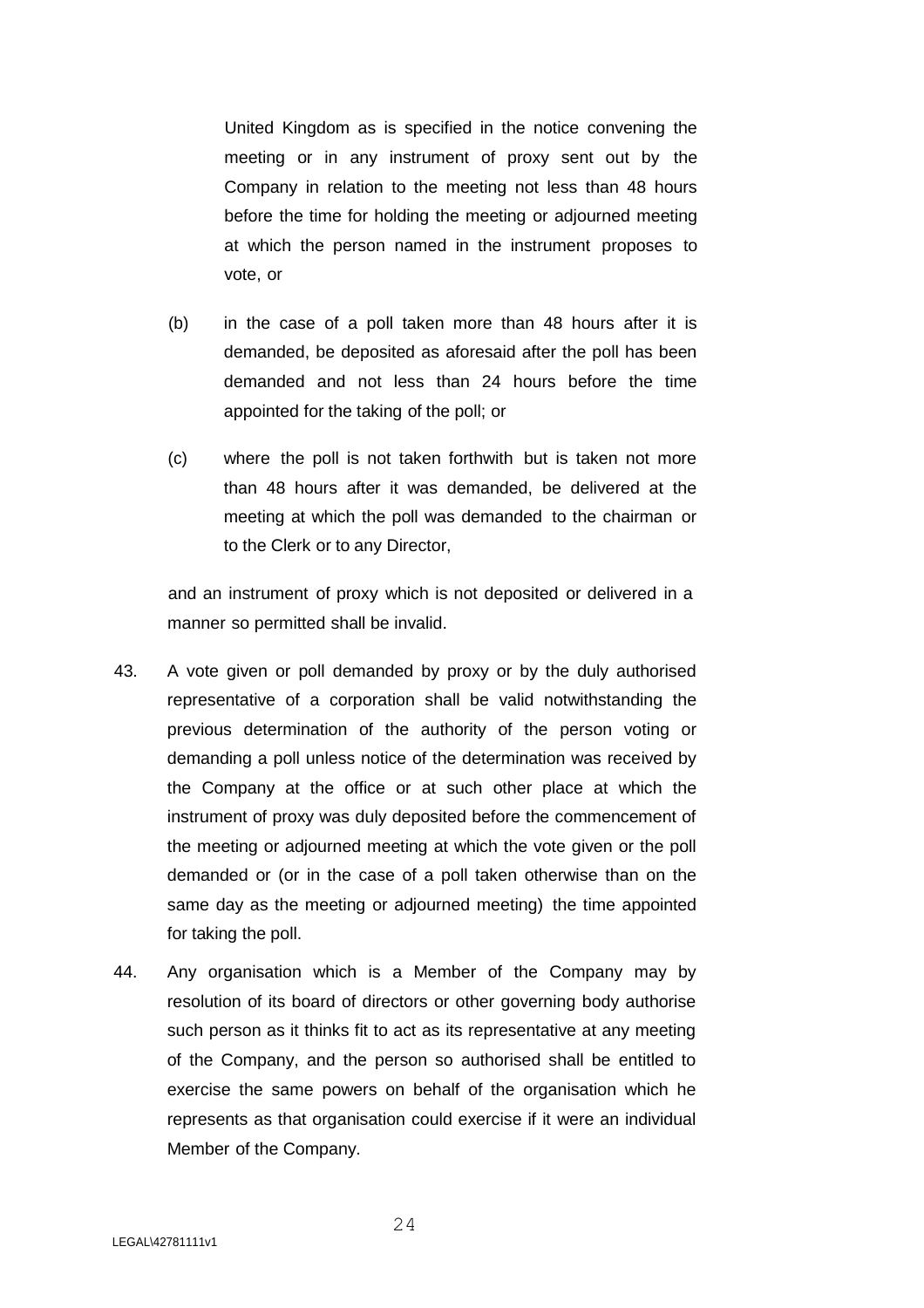United Kingdom as is specified in the notice convening the meeting or in any instrument of proxy sent out by the Company in relation to the meeting not less than 48 hours before the time for holding the meeting or adjourned meeting at which the person named in the instrument proposes to vote, or

(b) in the case of a poll taken more than 48 hours after it is demanded, be deposited as aforesaid after the poll has been demanded and not less than 24 hours before the time appointed for the taking of the poll; or

(c) where the poll is not taken forthwith but is taken not more than 48 hours after it was demanded, be delivered at the meeting at which the poll was demanded to the chairman or to the Clerk or to any Director,

and an instrument of proxy which is not deposited or delivered in a manner so permitted shall be invalid.

43. A vote given or poll demanded by proxy or by the duly authorised representative of a corporation shall be valid notwithstanding the previous determination of the authority of the person voting or demanding a poll unless notice of the determination was received by the Company at the office or at such other place at which the instrument of proxy was duly deposited before the commencement of the meeting or adjourned meeting at which the vote given or the poll demanded or (or in the case of a poll taken otherwise than on the same day as the meeting or adjourned meeting) the time appointed for taking the poll.

44. Any organisation which is a Member of the Company may by resolution of its board of directors or other governing body authorise such person as it thinks fit to act as its representative at any meeting of the Company, and the person so authorised shall be entitled to exercise the same powers on behalf of the organisation which he represents as that organisation could exercise if it were an individual Member of the Company.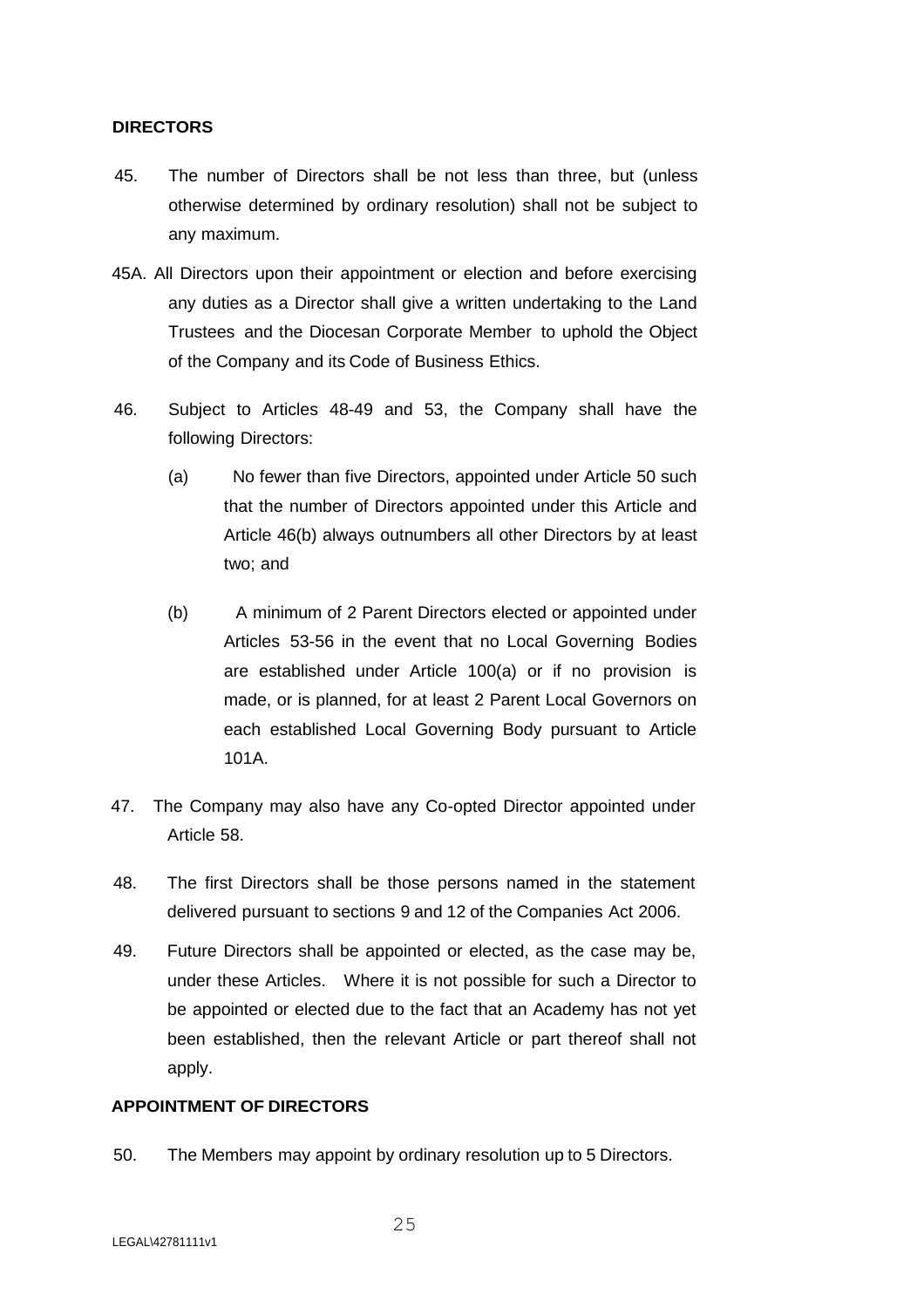**DIRECTORS**

45. The number of Directors shall be not less than three, but (unless otherwise determined by ordinary resolution) shall not be subject to any maximum.

45A. All Directors upon their appointment or election and before exercising any duties as a Director shall give a written undertaking to the Land Trustees and the Diocesan Corporate Member to uphold the Object of the Company and its Code of Business Ethics.

46. Subject to Articles 48-49 and 53, the Company shall have the following Directors:

    (a) No fewer than five Directors, appointed under Article 50 such that the number of Directors appointed under this Article and Article 46(b) always outnumbers all other Directors by at least two; and

    (b) A minimum of 2 Parent Directors elected or appointed under Articles 53-56 in the event that no Local Governing Bodies are established under Article 100(a) or if no provision is made, or is planned, for at least 2 Parent Local Governors on each established Local Governing Body pursuant to Article 101A.

47. The Company may also have any Co-opted Director appointed under Article 58.

48. The first Directors shall be those persons named in the statement delivered pursuant to sections 9 and 12 of the Companies Act 2006.

49. Future Directors shall be appointed or elected, as the case may be, under these Articles. Where it is not possible for such a Director to be appointed or elected due to the fact that an Academy has not yet been established, then the relevant Article or part thereof shall not apply.

**APPOINTMENT OF DIRECTORS**

50. The Members may appoint by ordinary resolution up to 5 Directors.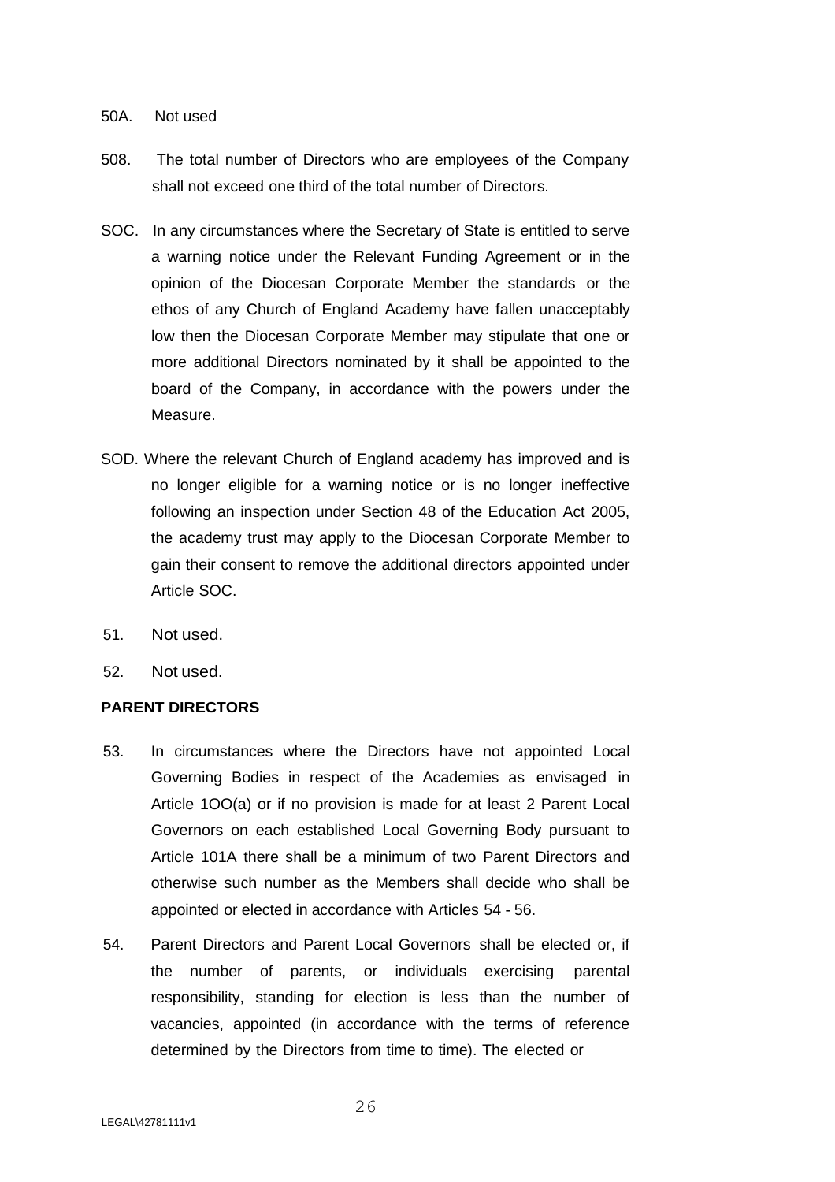50A. Not used

508. The total number of Directors who are employees of the Company shall not exceed one third of the total number of Directors.

SOC. In any circumstances where the Secretary of State is entitled to serve a warning notice under the Relevant Funding Agreement or in the opinion of the Diocesan Corporate Member the standards or the ethos of any Church of England Academy have fallen unacceptably low then the Diocesan Corporate Member may stipulate that one or more additional Directors nominated by it shall be appointed to the board of the Company, in accordance with the powers under the Measure.

SOD. Where the relevant Church of England academy has improved and is no longer eligible for a warning notice or is no longer ineffective following an inspection under Section 48 of the Education Act 2005, the academy trust may apply to the Diocesan Corporate Member to gain their consent to remove the additional directors appointed under Article SOC.

51. Not used.

52. Not used.

**PARENT DIRECTORS**

53. In circumstances where the Directors have not appointed Local Governing Bodies in respect of the Academies as envisaged in Article 1OO(a) or if no provision is made for at least 2 Parent Local Governors on each established Local Governing Body pursuant to Article 101A there shall be a minimum of two Parent Directors and otherwise such number as the Members shall decide who shall be appointed or elected in accordance with Articles 54 - 56.

54. Parent Directors and Parent Local Governors shall be elected or, if the number of parents, or individuals exercising parental responsibility, standing for election is less than the number of vacancies, appointed (in accordance with the terms of reference determined by the Directors from time to time). The elected or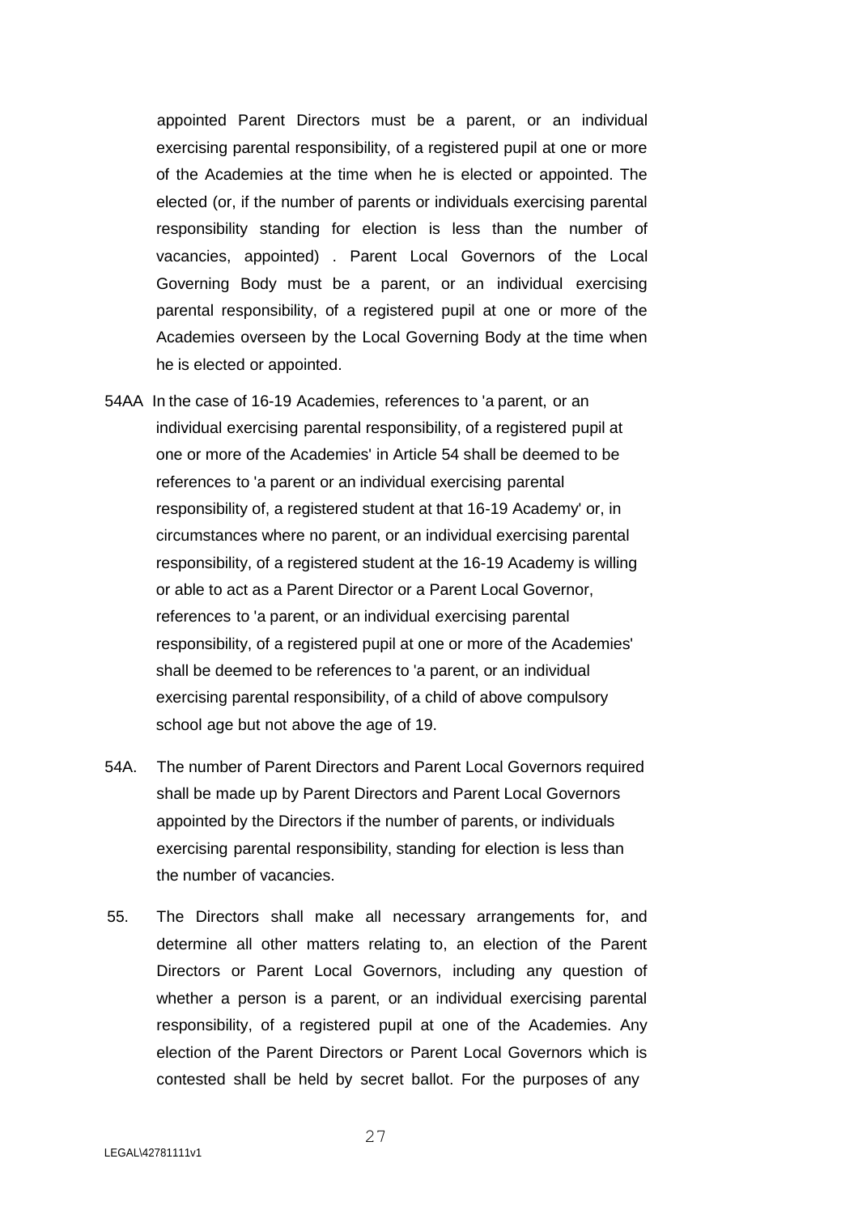appointed Parent Directors must be a parent, or an individual exercising parental responsibility, of a registered pupil at one or more of the Academies at the time when he is elected or appointed. The elected (or, if the number of parents or individuals exercising parental responsibility standing for election is less than the number of vacancies, appointed) . Parent Local Governors of the Local Governing Body must be a parent, or an individual exercising parental responsibility, of a registered pupil at one or more of the Academies overseen by the Local Governing Body at the time when he is elected or appointed.

54AA In the case of 16-19 Academies, references to 'a parent, or an individual exercising parental responsibility, of a registered pupil at one or more of the Academies' in Article 54 shall be deemed to be references to 'a parent or an individual exercising parental responsibility of, a registered student at that 16-19 Academy' or, in circumstances where no parent, or an individual exercising parental responsibility, of a registered student at the 16-19 Academy is willing or able to act as a Parent Director or a Parent Local Governor, references to 'a parent, or an individual exercising parental responsibility, of a registered pupil at one or more of the Academies' shall be deemed to be references to 'a parent, or an individual exercising parental responsibility, of a child of above compulsory school age but not above the age of 19.

54A. The number of Parent Directors and Parent Local Governors required shall be made up by Parent Directors and Parent Local Governors appointed by the Directors if the number of parents, or individuals exercising parental responsibility, standing for election is less than the number of vacancies.

55. The Directors shall make all necessary arrangements for, and determine all other matters relating to, an election of the Parent Directors or Parent Local Governors, including any question of whether a person is a parent, or an individual exercising parental responsibility, of a registered pupil at one of the Academies. Any election of the Parent Directors or Parent Local Governors which is contested shall be held by secret ballot. For the purposes of any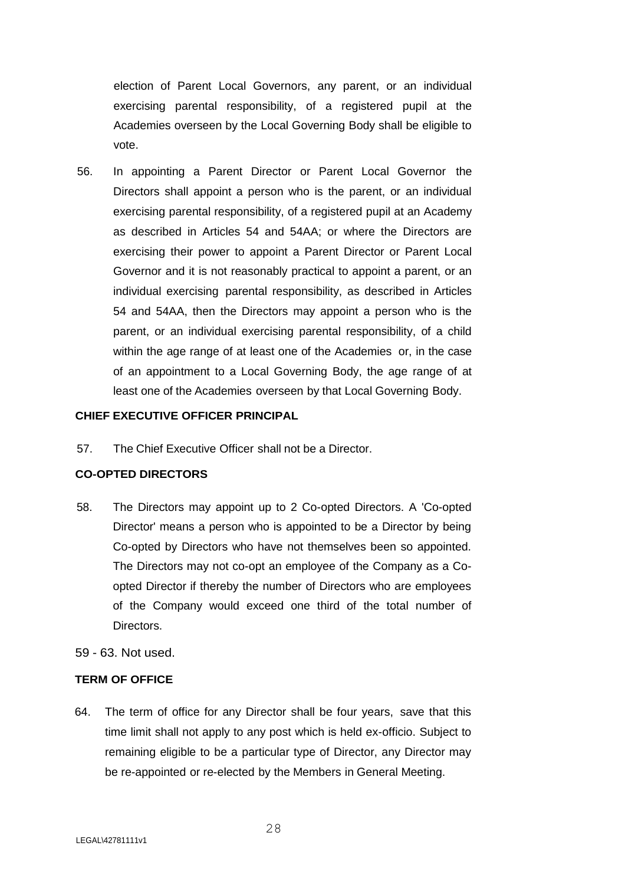election of Parent Local Governors, any parent, or an individual exercising parental responsibility, of a registered pupil at the Academies overseen by the Local Governing Body shall be eligible to vote.

56. In appointing a Parent Director or Parent Local Governor the Directors shall appoint a person who is the parent, or an individual exercising parental responsibility, of a registered pupil at an Academy as described in Articles 54 and 54AA; or where the Directors are exercising their power to appoint a Parent Director or Parent Local Governor and it is not reasonably practical to appoint a parent, or an individual exercising parental responsibility, as described in Articles 54 and 54AA, then the Directors may appoint a person who is the parent, or an individual exercising parental responsibility, of a child within the age range of at least one of the Academies or, in the case of an appointment to a Local Governing Body, the age range of at least one of the Academies overseen by that Local Governing Body.

**CHIEF EXECUTIVE OFFICER PRINCIPAL**

57. The Chief Executive Officer shall not be a Director.

**CO-OPTED DIRECTORS**

58. The Directors may appoint up to 2 Co-opted Directors. A 'Co-opted Director' means a person who is appointed to be a Director by being Co-opted by Directors who have not themselves been so appointed. The Directors may not co-opt an employee of the Company as a Co-opted Director if thereby the number of Directors who are employees of the Company would exceed one third of the total number of Directors.

59 - 63. Not used.

**TERM OF OFFICE**

64. The term of office for any Director shall be four years, save that this time limit shall not apply to any post which is held ex-officio. Subject to remaining eligible to be a particular type of Director, any Director may be re-appointed or re-elected by the Members in General Meeting.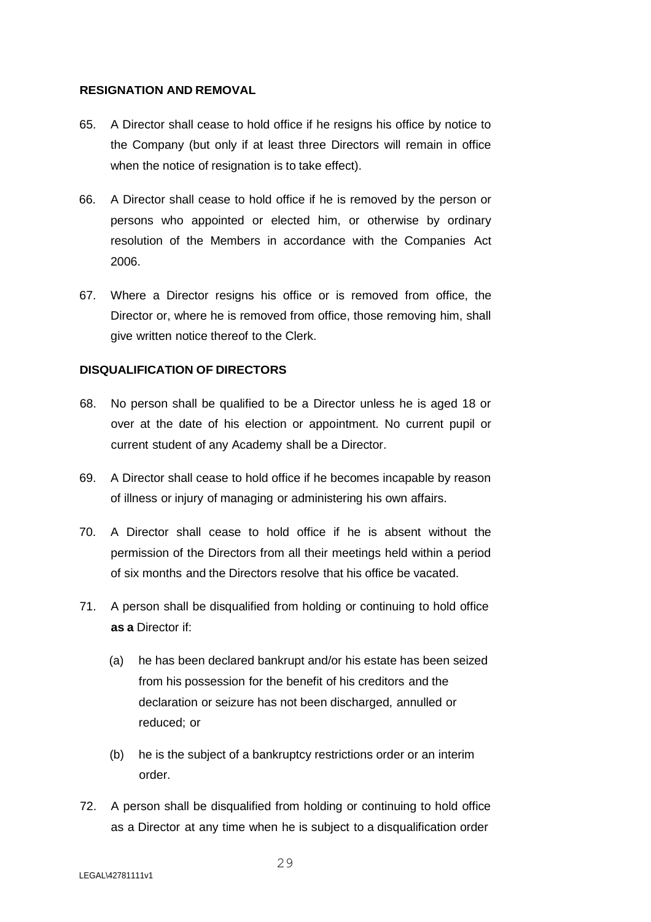## RESIGNATION AND REMOVAL

65. A Director shall cease to hold office if he resigns his office by notice to the Company (but only if at least three Directors will remain in office when the notice of resignation is to take effect).

66. A Director shall cease to hold office if he is removed by the person or persons who appointed or elected him, or otherwise by ordinary resolution of the Members in accordance with the Companies Act 2006.

67. Where a Director resigns his office or is removed from office, the Director or, where he is removed from office, those removing him, shall give written notice thereof to the Clerk.

## DISQUALIFICATION OF DIRECTORS

68. No person shall be qualified to be a Director unless he is aged 18 or over at the date of his election or appointment. No current pupil or current student of any Academy shall be a Director.

69. A Director shall cease to hold office if he becomes incapable by reason of illness or injury of managing or administering his own affairs.

70. A Director shall cease to hold office if he is absent without the permission of the Directors from all their meetings held within a period of six months and the Directors resolve that his office be vacated.

71. A person shall be disqualified from holding or continuing to hold office **as a** Director if:

    (a) he has been declared bankrupt and/or his estate has been seized from his possession for the benefit of his creditors and the declaration or seizure has not been discharged, annulled or reduced; or

    (b) he is the subject of a bankruptcy restrictions order or an interim order.

72. A person shall be disqualified from holding or continuing to hold office as a Director at any time when he is subject to a disqualification order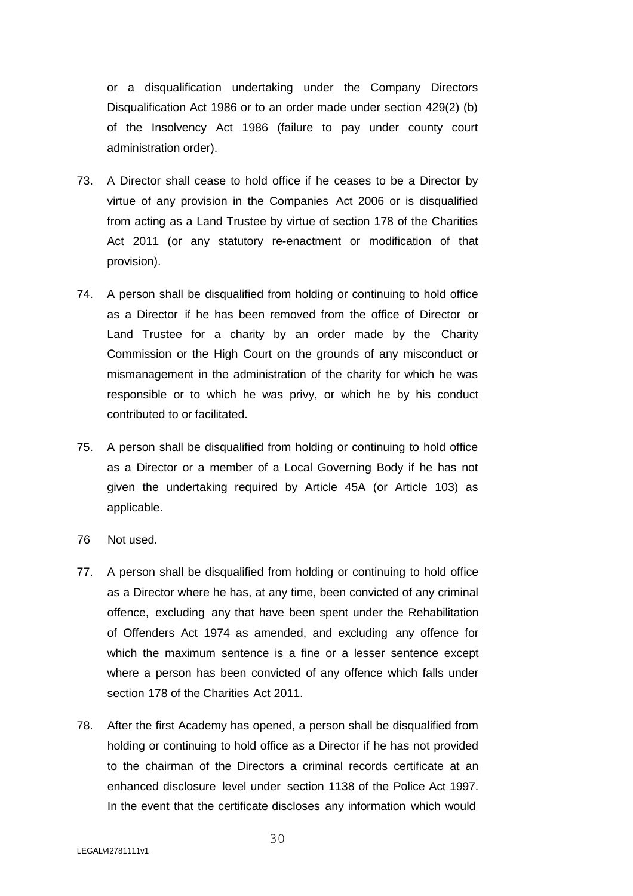or a disqualification undertaking under the Company Directors Disqualification Act 1986 or to an order made under section 429(2) (b) of the Insolvency Act 1986 (failure to pay under county court administration order).

73. A Director shall cease to hold office if he ceases to be a Director by virtue of any provision in the Companies Act 2006 or is disqualified from acting as a Land Trustee by virtue of section 178 of the Charities Act 2011 (or any statutory re-enactment or modification of that provision).

74. A person shall be disqualified from holding or continuing to hold office as a Director if he has been removed from the office of Director or Land Trustee for a charity by an order made by the Charity Commission or the High Court on the grounds of any misconduct or mismanagement in the administration of the charity for which he was responsible or to which he was privy, or which he by his conduct contributed to or facilitated.

75. A person shall be disqualified from holding or continuing to hold office as a Director or a member of a Local Governing Body if he has not given the undertaking required by Article 45A (or Article 103) as applicable.

76 Not used.

77. A person shall be disqualified from holding or continuing to hold office as a Director where he has, at any time, been convicted of any criminal offence, excluding any that have been spent under the Rehabilitation of Offenders Act 1974 as amended, and excluding any offence for which the maximum sentence is a fine or a lesser sentence except where a person has been convicted of any offence which falls under section 178 of the Charities Act 2011.

78. After the first Academy has opened, a person shall be disqualified from holding or continuing to hold office as a Director if he has not provided to the chairman of the Directors a criminal records certificate at an enhanced disclosure level under section 1138 of the Police Act 1997. In the event that the certificate discloses any information which would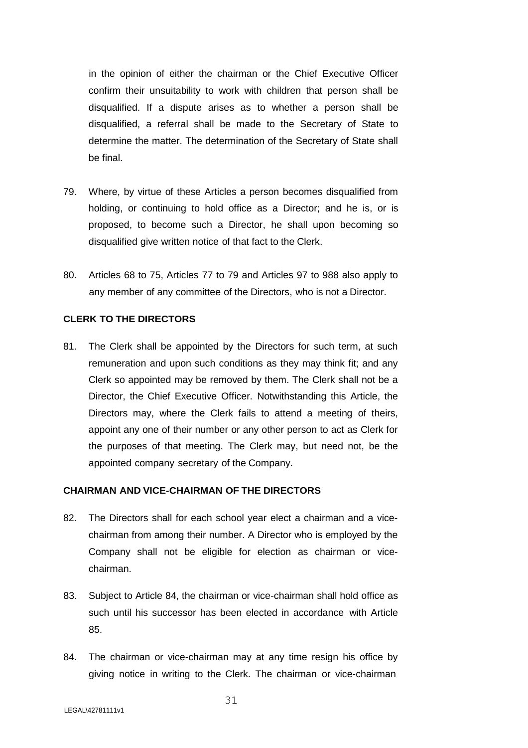in the opinion of either the chairman or the Chief Executive Officer confirm their unsuitability to work with children that person shall be disqualified. If a dispute arises as to whether a person shall be disqualified, a referral shall be made to the Secretary of State to determine the matter. The determination of the Secretary of State shall be final.

79. Where, by virtue of these Articles a person becomes disqualified from holding, or continuing to hold office as a Director; and he is, or is proposed, to become such a Director, he shall upon becoming so disqualified give written notice of that fact to the Clerk.

80. Articles 68 to 75, Articles 77 to 79 and Articles 97 to 988 also apply to any member of any committee of the Directors, who is not a Director.

**CLERK TO THE DIRECTORS**

81. The Clerk shall be appointed by the Directors for such term, at such remuneration and upon such conditions as they may think fit; and any Clerk so appointed may be removed by them. The Clerk shall not be a Director, the Chief Executive Officer. Notwithstanding this Article, the Directors may, where the Clerk fails to attend a meeting of theirs, appoint any one of their number or any other person to act as Clerk for the purposes of that meeting. The Clerk may, but need not, be the appointed company secretary of the Company.

**CHAIRMAN AND VICE-CHAIRMAN OF THE DIRECTORS**

82. The Directors shall for each school year elect a chairman and a vice-chairman from among their number. A Director who is employed by the Company shall not be eligible for election as chairman or vice-chairman.

83. Subject to Article 84, the chairman or vice-chairman shall hold office as such until his successor has been elected in accordance with Article 85.

84. The chairman or vice-chairman may at any time resign his office by giving notice in writing to the Clerk. The chairman or vice-chairman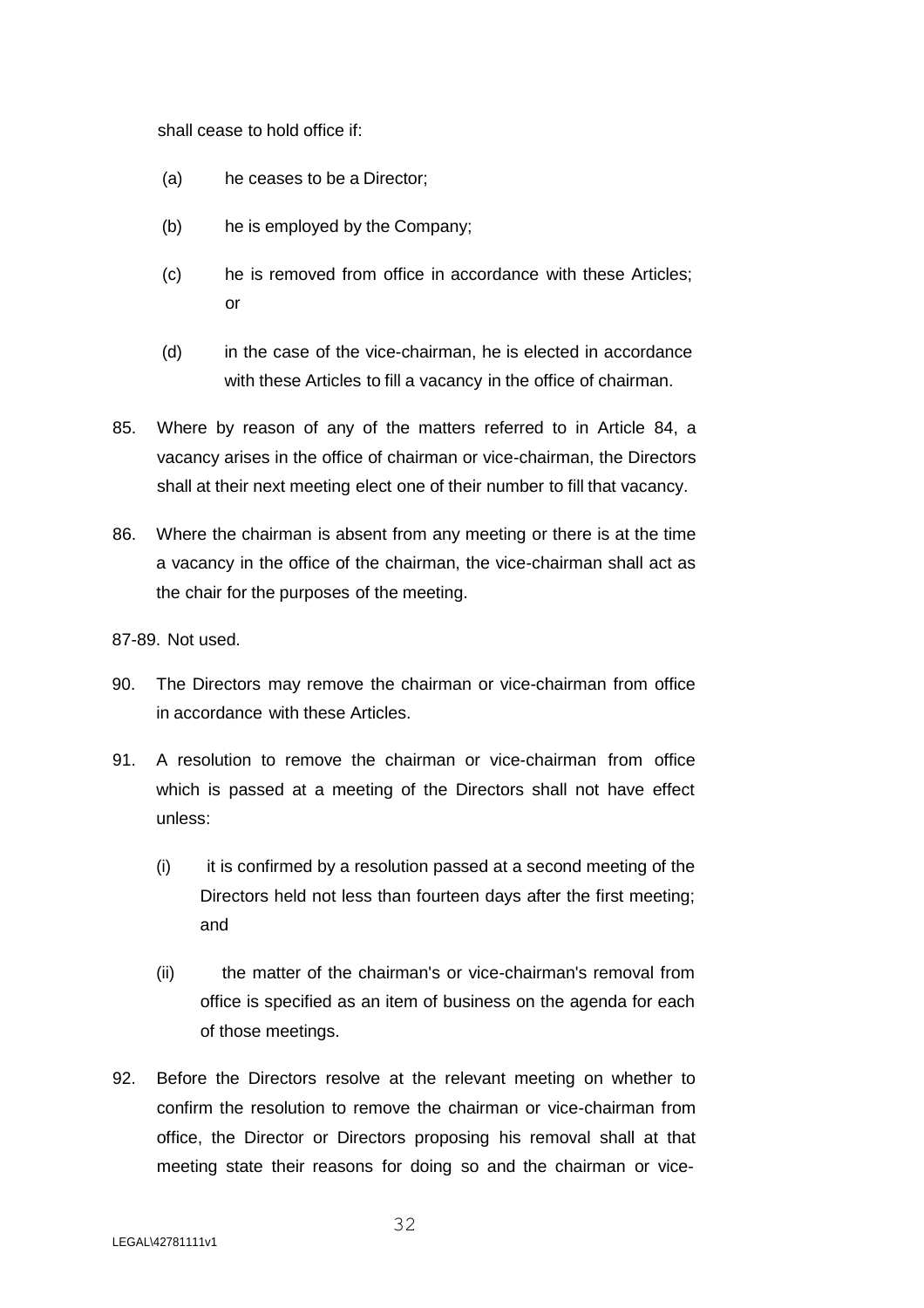shall cease to hold office if:

(a) he ceases to be a Director;

(b) he is employed by the Company;

(c) he is removed from office in accordance with these Articles; or

(d) in the case of the vice-chairman, he is elected in accordance with these Articles to fill a vacancy in the office of chairman.

85. Where by reason of any of the matters referred to in Article 84, a vacancy arises in the office of chairman or vice-chairman, the Directors shall at their next meeting elect one of their number to fill that vacancy.

86. Where the chairman is absent from any meeting or there is at the time a vacancy in the office of the chairman, the vice-chairman shall act as the chair for the purposes of the meeting.

87-89. Not used.

90. The Directors may remove the chairman or vice-chairman from office in accordance with these Articles.

91. A resolution to remove the chairman or vice-chairman from office which is passed at a meeting of the Directors shall not have effect unless:

(i) it is confirmed by a resolution passed at a second meeting of the Directors held not less than fourteen days after the first meeting; and

(ii) the matter of the chairman's or vice-chairman's removal from office is specified as an item of business on the agenda for each of those meetings.

92. Before the Directors resolve at the relevant meeting on whether to confirm the resolution to remove the chairman or vice-chairman from office, the Director or Directors proposing his removal shall at that meeting state their reasons for doing so and the chairman or vice-

LEGAL\42781111v1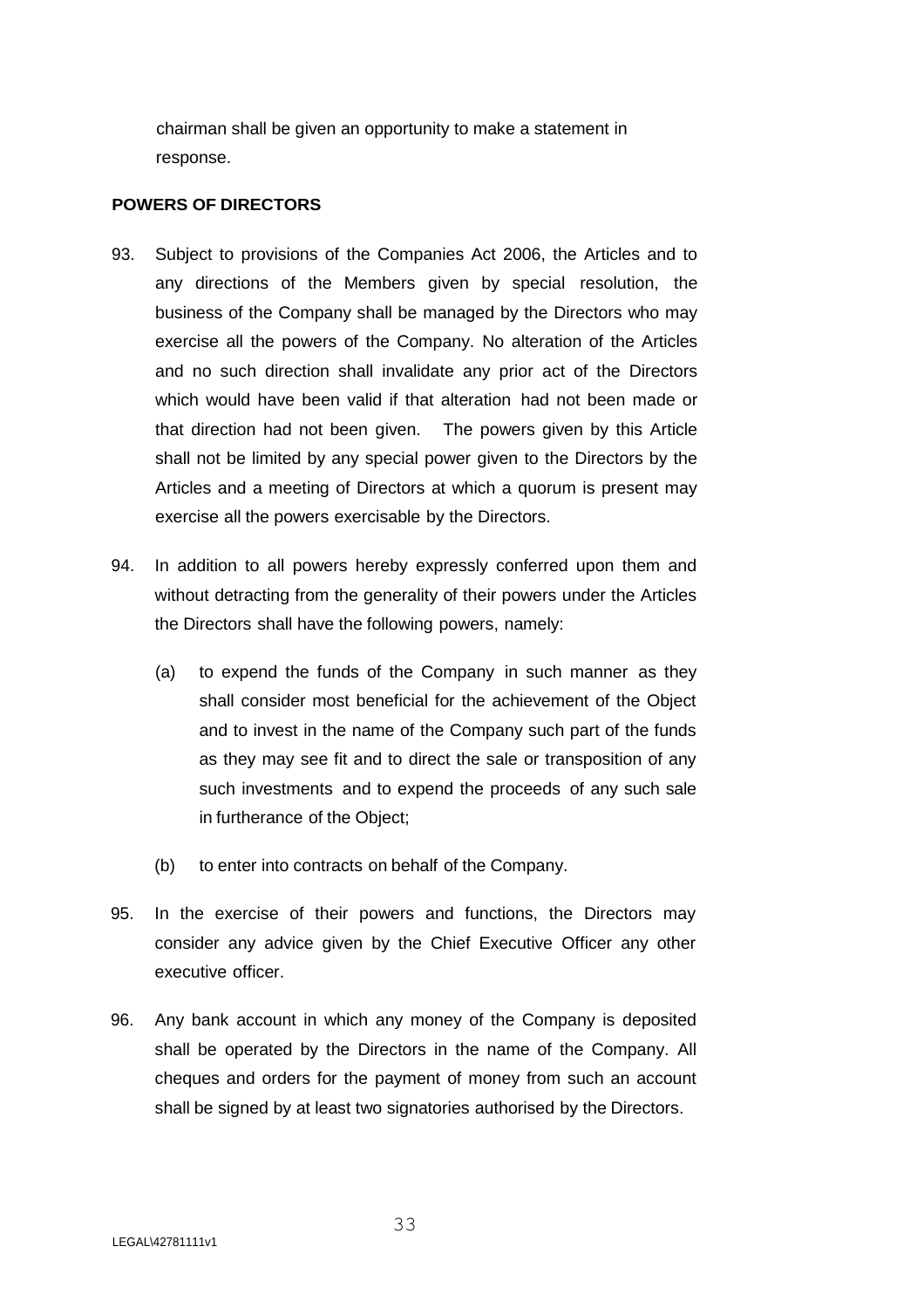chairman shall be given an opportunity to make a statement in response.

**POWERS OF DIRECTORS**

93. Subject to provisions of the Companies Act 2006, the Articles and to any directions of the Members given by special resolution, the business of the Company shall be managed by the Directors who may exercise all the powers of the Company. No alteration of the Articles and no such direction shall invalidate any prior act of the Directors which would have been valid if that alteration had not been made or that direction had not been given. The powers given by this Article shall not be limited by any special power given to the Directors by the Articles and a meeting of Directors at which a quorum is present may exercise all the powers exercisable by the Directors.

94. In addition to all powers hereby expressly conferred upon them and without detracting from the generality of their powers under the Articles the Directors shall have the following powers, namely:

    (a) to expend the funds of the Company in such manner as they shall consider most beneficial for the achievement of the Object and to invest in the name of the Company such part of the funds as they may see fit and to direct the sale or transposition of any such investments and to expend the proceeds of any such sale in furtherance of the Object;

    (b) to enter into contracts on behalf of the Company.

95. In the exercise of their powers and functions, the Directors may consider any advice given by the Chief Executive Officer any other executive officer.

96. Any bank account in which any money of the Company is deposited shall be operated by the Directors in the name of the Company. All cheques and orders for the payment of money from such an account shall be signed by at least two signatories authorised by the Directors.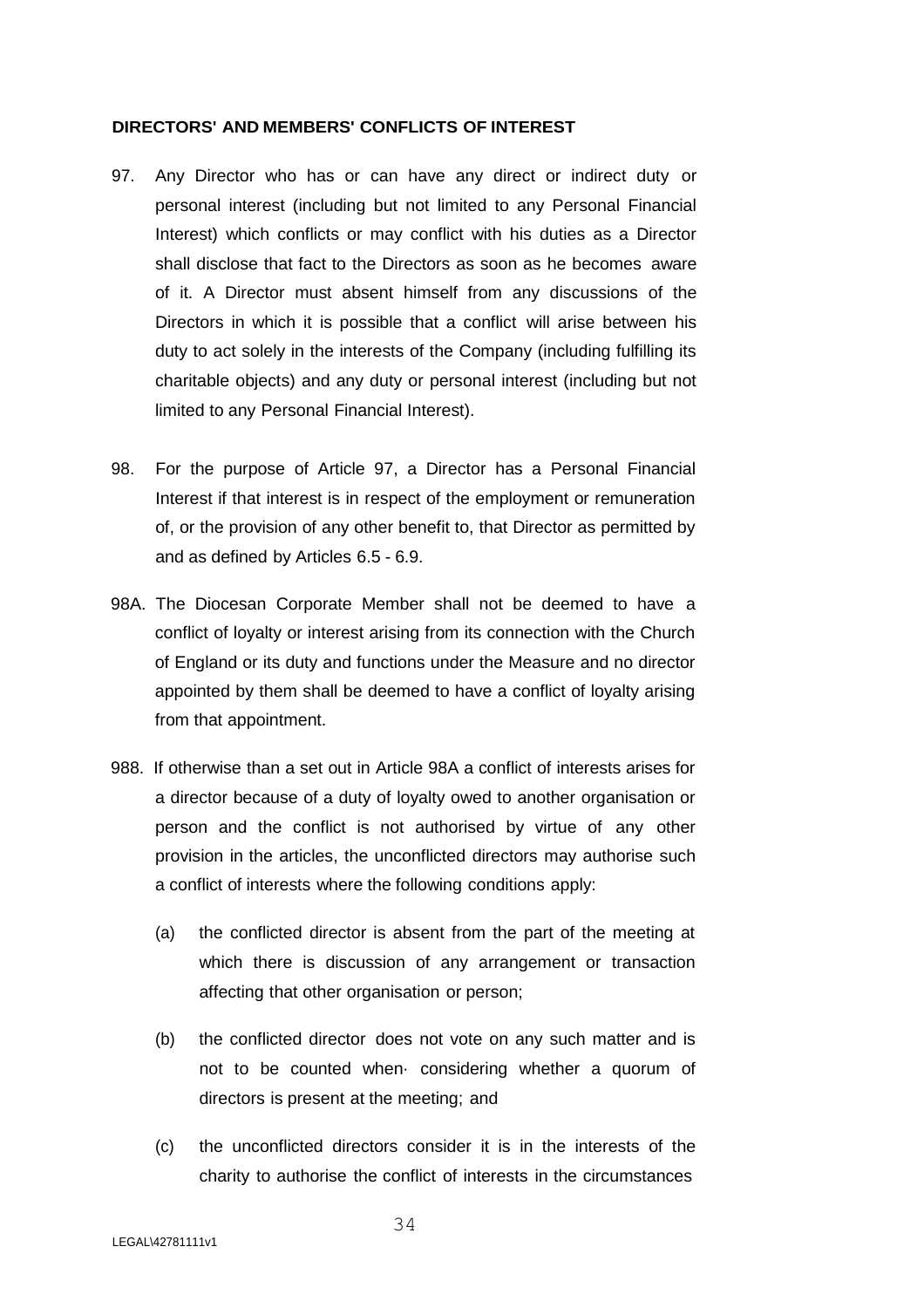**DIRECTORS' AND MEMBERS' CONFLICTS OF INTEREST**

97. Any Director who has or can have any direct or indirect duty or personal interest (including but not limited to any Personal Financial Interest) which conflicts or may conflict with his duties as a Director shall disclose that fact to the Directors as soon as he becomes aware of it. A Director must absent himself from any discussions of the Directors in which it is possible that a conflict will arise between his duty to act solely in the interests of the Company (including fulfilling its charitable objects) and any duty or personal interest (including but not limited to any Personal Financial Interest).

98. For the purpose of Article 97, a Director has a Personal Financial Interest if that interest is in respect of the employment or remuneration of, or the provision of any other benefit to, that Director as permitted by and as defined by Articles 6.5 - 6.9.

98A. The Diocesan Corporate Member shall not be deemed to have a conflict of loyalty or interest arising from its connection with the Church of England or its duty and functions under the Measure and no director appointed by them shall be deemed to have a conflict of loyalty arising from that appointment.

988. If otherwise than a set out in Article 98A a conflict of interests arises for a director because of a duty of loyalty owed to another organisation or person and the conflict is not authorised by virtue of any other provision in the articles, the unconflicted directors may authorise such a conflict of interests where the following conditions apply:

(a) the conflicted director is absent from the part of the meeting at which there is discussion of any arrangement or transaction affecting that other organisation or person;

(b) the conflicted director does not vote on any such matter and is not to be counted when· considering whether a quorum of directors is present at the meeting; and

(c) the unconflicted directors consider it is in the interests of the charity to authorise the conflict of interests in the circumstances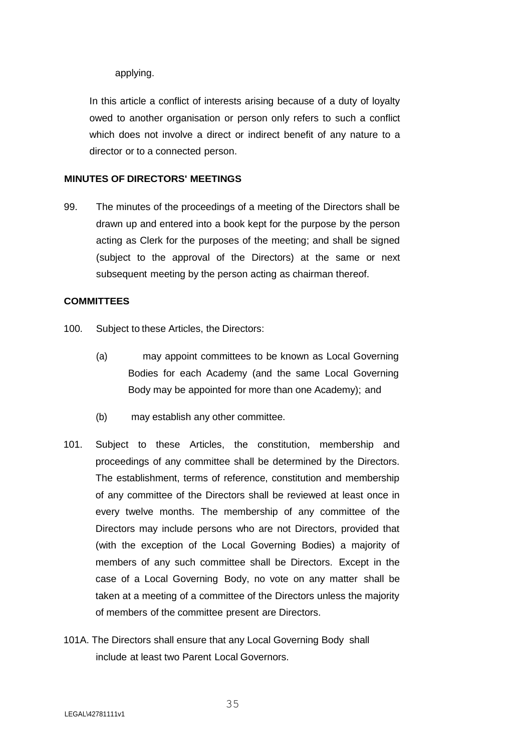applying.

In this article a conflict of interests arising because of a duty of loyalty owed to another organisation or person only refers to such a conflict which does not involve a direct or indirect benefit of any nature to a director or to a connected person.

**MINUTES OF DIRECTORS' MEETINGS**

99. The minutes of the proceedings of a meeting of the Directors shall be drawn up and entered into a book kept for the purpose by the person acting as Clerk for the purposes of the meeting; and shall be signed (subject to the approval of the Directors) at the same or next subsequent meeting by the person acting as chairman thereof.

**COMMITTEES**

100. Subject to these Articles, the Directors:

   (a) may appoint committees to be known as Local Governing Bodies for each Academy (and the same Local Governing Body may be appointed for more than one Academy); and

   (b) may establish any other committee.

101. Subject to these Articles, the constitution, membership and proceedings of any committee shall be determined by the Directors. The establishment, terms of reference, constitution and membership of any committee of the Directors shall be reviewed at least once in every twelve months. The membership of any committee of the Directors may include persons who are not Directors, provided that (with the exception of the Local Governing Bodies) a majority of members of any such committee shall be Directors. Except in the case of a Local Governing Body, no vote on any matter shall be taken at a meeting of a committee of the Directors unless the majority of members of the committee present are Directors.

101A. The Directors shall ensure that any Local Governing Body shall include at least two Parent Local Governors.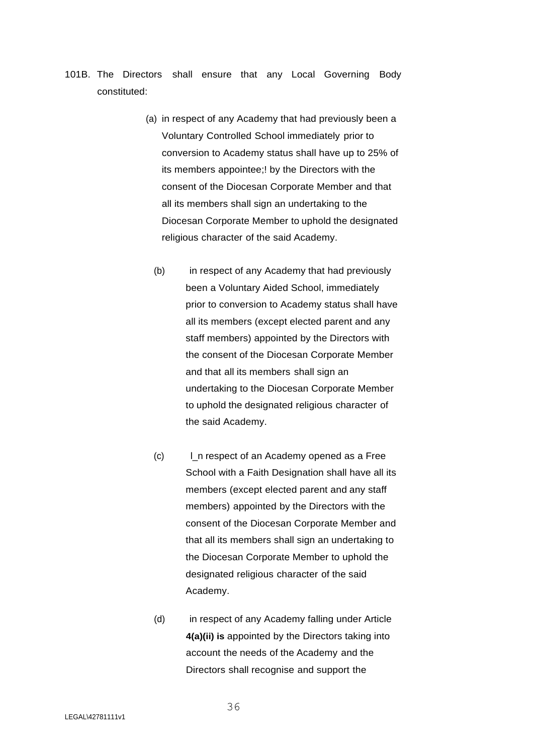101B. The Directors shall ensure that any Local Governing Body constituted:

(a) in respect of any Academy that had previously been a Voluntary Controlled School immediately prior to conversion to Academy status shall have up to 25% of its members appointee;! by the Directors with the consent of the Diocesan Corporate Member and that all its members shall sign an undertaking to the Diocesan Corporate Member to uphold the designated religious character of the said Academy.

(b) in respect of any Academy that had previously been a Voluntary Aided School, immediately prior to conversion to Academy status shall have all its members (except elected parent and any staff members) appointed by the Directors with the consent of the Diocesan Corporate Member and that all its members shall sign an undertaking to the Diocesan Corporate Member to uphold the designated religious character of the said Academy.

(c) l_n respect of an Academy opened as a Free School with a Faith Designation shall have all its members (except elected parent and any staff members) appointed by the Directors with the consent of the Diocesan Corporate Member and that all its members shall sign an undertaking to the Diocesan Corporate Member to uphold the designated religious character of the said Academy.

(d) in respect of any Academy falling under Article **4(a)(ii) is** appointed by the Directors taking into account the needs of the Academy and the Directors shall recognise and support the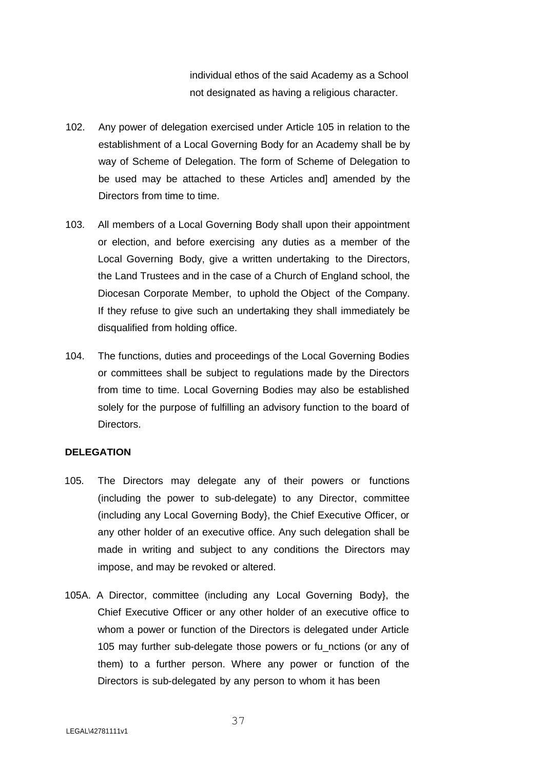individual ethos of the said Academy as a School not designated as having a religious character.

102. Any power of delegation exercised under Article 105 in relation to the establishment of a Local Governing Body for an Academy shall be by way of Scheme of Delegation. The form of Scheme of Delegation to be used may be attached to these Articles and] amended by the Directors from time to time.

103. All members of a Local Governing Body shall upon their appointment or election, and before exercising any duties as a member of the Local Governing Body, give a written undertaking to the Directors, the Land Trustees and in the case of a Church of England school, the Diocesan Corporate Member, to uphold the Object of the Company. If they refuse to give such an undertaking they shall immediately be disqualified from holding office.

104. The functions, duties and proceedings of the Local Governing Bodies or committees shall be subject to regulations made by the Directors from time to time. Local Governing Bodies may also be established solely for the purpose of fulfilling an advisory function to the board of Directors.

**DELEGATION**

105. The Directors may delegate any of their powers or functions (including the power to sub-delegate) to any Director, committee (including any Local Governing Body}, the Chief Executive Officer, or any other holder of an executive office. Any such delegation shall be made in writing and subject to any conditions the Directors may impose, and may be revoked or altered.

105A. A Director, committee (including any Local Governing Body}, the Chief Executive Officer or any other holder of an executive office to whom a power or function of the Directors is delegated under Article 105 may further sub-delegate those powers or fu_nctions (or any of them) to a further person. Where any power or function of the Directors is sub-delegated by any person to whom it has been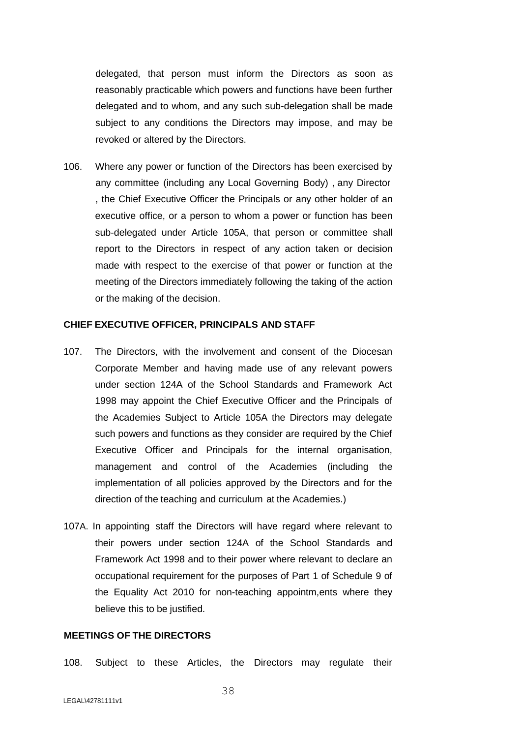delegated, that person must inform the Directors as soon as reasonably practicable which powers and functions have been further delegated and to whom, and any such sub-delegation shall be made subject to any conditions the Directors may impose, and may be revoked or altered by the Directors.

106. Where any power or function of the Directors has been exercised by any committee (including any Local Governing Body) , any Director , the Chief Executive Officer the Principals or any other holder of an executive office, or a person to whom a power or function has been sub-delegated under Article 105A, that person or committee shall report to the Directors in respect of any action taken or decision made with respect to the exercise of that power or function at the meeting of the Directors immediately following the taking of the action or the making of the decision.

**CHIEF EXECUTIVE OFFICER, PRINCIPALS AND STAFF**

107. The Directors, with the involvement and consent of the Diocesan Corporate Member and having made use of any relevant powers under section 124A of the School Standards and Framework Act 1998 may appoint the Chief Executive Officer and the Principals of the Academies Subject to Article 105A the Directors may delegate such powers and functions as they consider are required by the Chief Executive Officer and Principals for the internal organisation, management and control of the Academies (including the implementation of all policies approved by the Directors and for the direction of the teaching and curriculum at the Academies.)

107A. In appointing staff the Directors will have regard where relevant to their powers under section 124A of the School Standards and Framework Act 1998 and to their power where relevant to declare an occupational requirement for the purposes of Part 1 of Schedule 9 of the Equality Act 2010 for non-teaching appointm,ents where they believe this to be justified.

**MEETINGS OF THE DIRECTORS**

108. Subject to these Articles, the Directors may regulate their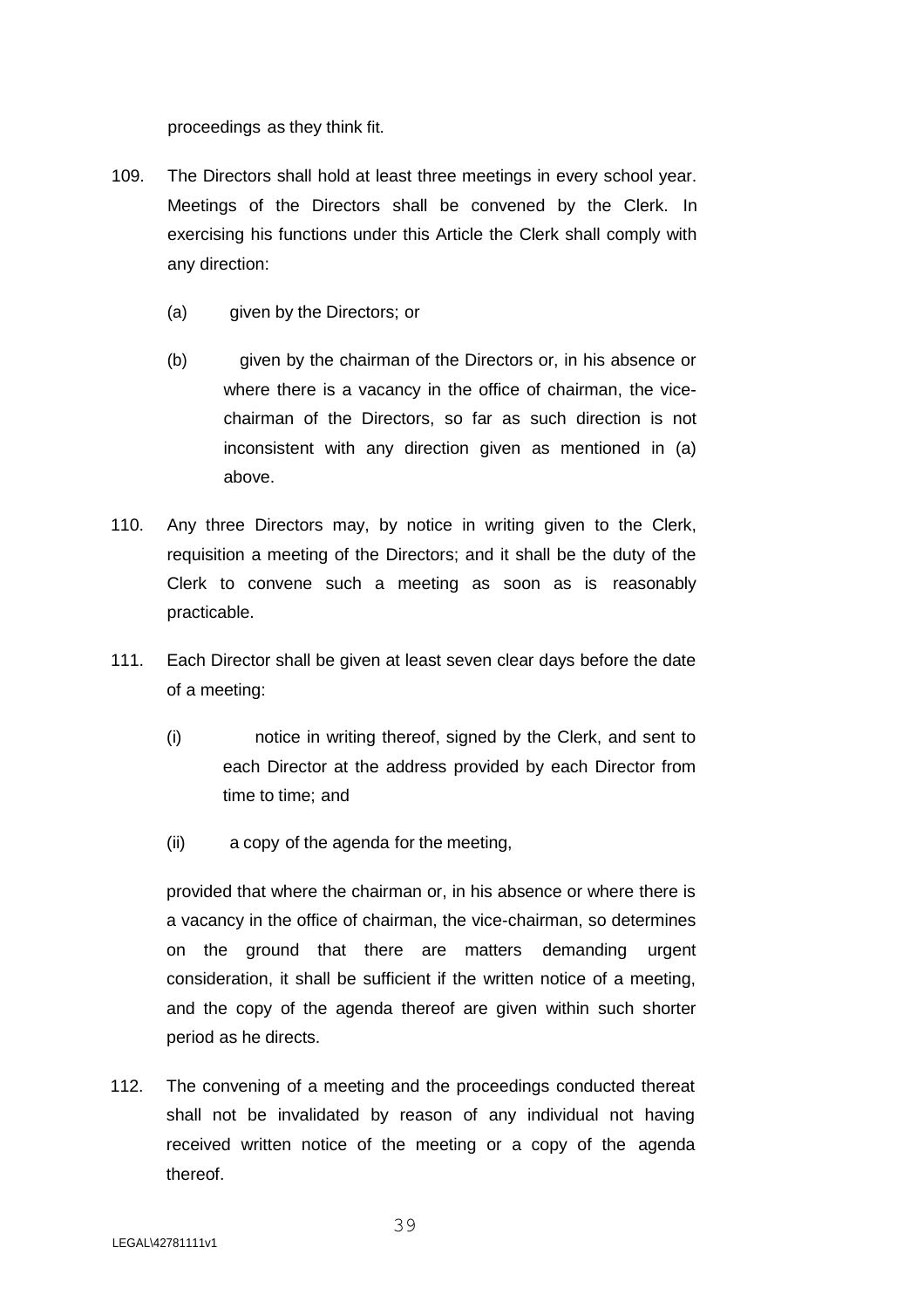proceedings as they think fit.

109. The Directors shall hold at least three meetings in every school year. Meetings of the Directors shall be convened by the Clerk. In exercising his functions under this Article the Clerk shall comply with any direction:

   (a) given by the Directors; or

   (b) given by the chairman of the Directors or, in his absence or where there is a vacancy in the office of chairman, the vice-chairman of the Directors, so far as such direction is not inconsistent with any direction given as mentioned in (a) above.

110. Any three Directors may, by notice in writing given to the Clerk, requisition a meeting of the Directors; and it shall be the duty of the Clerk to convene such a meeting as soon as is reasonably practicable.

111. Each Director shall be given at least seven clear days before the date of a meeting:

   (i) notice in writing thereof, signed by the Clerk, and sent to each Director at the address provided by each Director from time to time; and

   (ii) a copy of the agenda for the meeting,

   provided that where the chairman or, in his absence or where there is a vacancy in the office of chairman, the vice-chairman, so determines on the ground that there are matters demanding urgent consideration, it shall be sufficient if the written notice of a meeting, and the copy of the agenda thereof are given within such shorter period as he directs.

112. The convening of a meeting and the proceedings conducted thereat shall not be invalidated by reason of any individual not having received written notice of the meeting or a copy of the agenda thereof.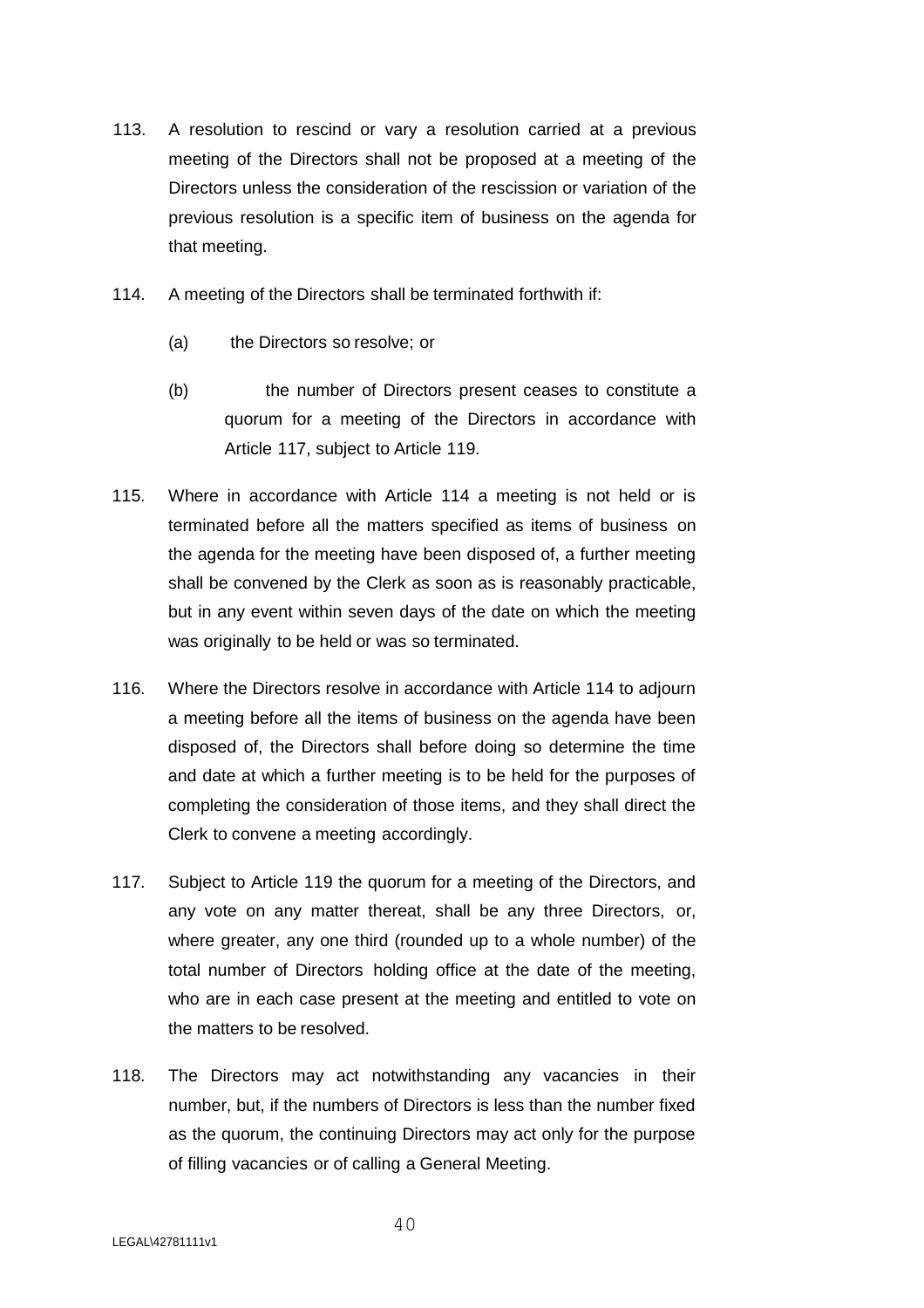113. A resolution to rescind or vary a resolution carried at a previous meeting of the Directors shall not be proposed at a meeting of the Directors unless the consideration of the rescission or variation of the previous resolution is a specific item of business on the agenda for that meeting.

114. A meeting of the Directors shall be terminated forthwith if:

    (a) the Directors so resolve; or

    (b) the number of Directors present ceases to constitute a quorum for a meeting of the Directors in accordance with Article 117, subject to Article 119.

115. Where in accordance with Article 114 a meeting is not held or is terminated before all the matters specified as items of business on the agenda for the meeting have been disposed of, a further meeting shall be convened by the Clerk as soon as is reasonably practicable, but in any event within seven days of the date on which the meeting was originally to be held or was so terminated.

116. Where the Directors resolve in accordance with Article 114 to adjourn a meeting before all the items of business on the agenda have been disposed of, the Directors shall before doing so determine the time and date at which a further meeting is to be held for the purposes of completing the consideration of those items, and they shall direct the Clerk to convene a meeting accordingly.

117. Subject to Article 119 the quorum for a meeting of the Directors, and any vote on any matter thereat, shall be any three Directors, or, where greater, any one third (rounded up to a whole number) of the total number of Directors holding office at the date of the meeting, who are in each case present at the meeting and entitled to vote on the matters to be resolved.

118. The Directors may act notwithstanding any vacancies in their number, but, if the numbers of Directors is less than the number fixed as the quorum, the continuing Directors may act only for the purpose of filling vacancies or of calling a General Meeting.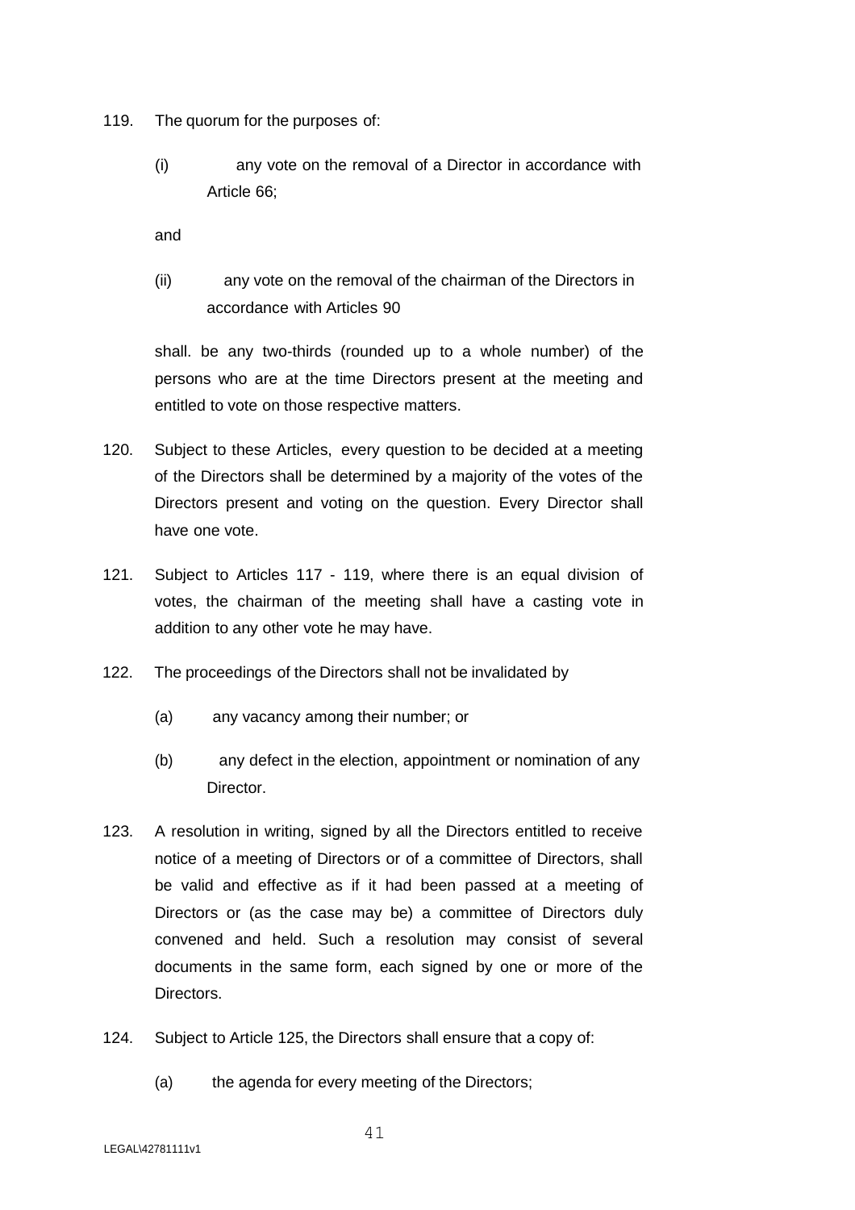119. The quorum for the purposes of:

(i) any vote on the removal of a Director in accordance with Article 66;

and

(ii) any vote on the removal of the chairman of the Directors in accordance with Articles 90

shall. be any two-thirds (rounded up to a whole number) of the persons who are at the time Directors present at the meeting and entitled to vote on those respective matters.

120. Subject to these Articles, every question to be decided at a meeting of the Directors shall be determined by a majority of the votes of the Directors present and voting on the question. Every Director shall have one vote.

121. Subject to Articles 117 - 119, where there is an equal division of votes, the chairman of the meeting shall have a casting vote in addition to any other vote he may have.

122. The proceedings of the Directors shall not be invalidated by

(a) any vacancy among their number; or

(b) any defect in the election, appointment or nomination of any Director.

123. A resolution in writing, signed by all the Directors entitled to receive notice of a meeting of Directors or of a committee of Directors, shall be valid and effective as if it had been passed at a meeting of Directors or (as the case may be) a committee of Directors duly convened and held. Such a resolution may consist of several documents in the same form, each signed by one or more of the Directors.

124. Subject to Article 125, the Directors shall ensure that a copy of:

(a) the agenda for every meeting of the Directors;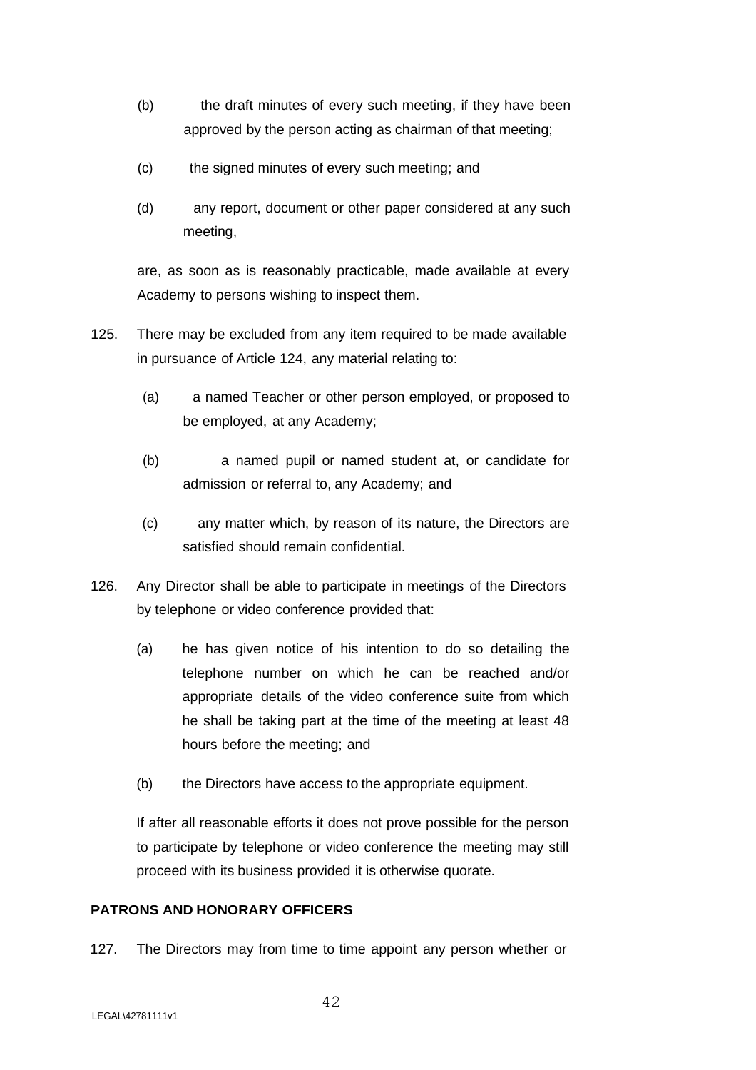(b) the draft minutes of every such meeting, if they have been approved by the person acting as chairman of that meeting;

(c) the signed minutes of every such meeting; and

(d) any report, document or other paper considered at any such meeting,

are, as soon as is reasonably practicable, made available at every Academy to persons wishing to inspect them.

125. There may be excluded from any item required to be made available in pursuance of Article 124, any material relating to:

(a) a named Teacher or other person employed, or proposed to be employed, at any Academy;

(b) a named pupil or named student at, or candidate for admission or referral to, any Academy; and

(c) any matter which, by reason of its nature, the Directors are satisfied should remain confidential.

126. Any Director shall be able to participate in meetings of the Directors by telephone or video conference provided that:

(a) he has given notice of his intention to do so detailing the telephone number on which he can be reached and/or appropriate details of the video conference suite from which he shall be taking part at the time of the meeting at least 48 hours before the meeting; and

(b) the Directors have access to the appropriate equipment.

If after all reasonable efforts it does not prove possible for the person to participate by telephone or video conference the meeting may still proceed with its business provided it is otherwise quorate.

**PATRONS AND HONORARY OFFICERS**

127. The Directors may from time to time appoint any person whether or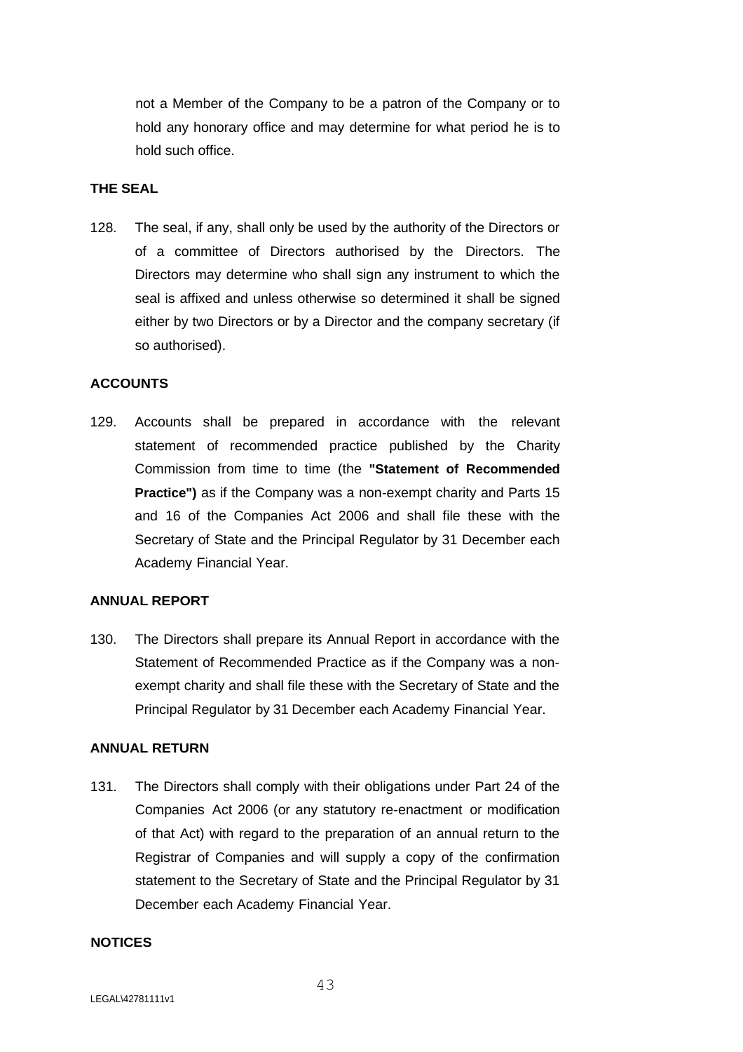not a Member of the Company to be a patron of the Company or to hold any honorary office and may determine for what period he is to hold such office.

**THE SEAL**

128. The seal, if any, shall only be used by the authority of the Directors or of a committee of Directors authorised by the Directors. The Directors may determine who shall sign any instrument to which the seal is affixed and unless otherwise so determined it shall be signed either by two Directors or by a Director and the company secretary (if so authorised).

**ACCOUNTS**

129. Accounts shall be prepared in accordance with the relevant statement of recommended practice published by the Charity Commission from time to time (the **"Statement of Recommended Practice")** as if the Company was a non-exempt charity and Parts 15 and 16 of the Companies Act 2006 and shall file these with the Secretary of State and the Principal Regulator by 31 December each Academy Financial Year.

**ANNUAL REPORT**

130. The Directors shall prepare its Annual Report in accordance with the Statement of Recommended Practice as if the Company was a non-exempt charity and shall file these with the Secretary of State and the Principal Regulator by 31 December each Academy Financial Year.

**ANNUAL RETURN**

131. The Directors shall comply with their obligations under Part 24 of the Companies Act 2006 (or any statutory re-enactment or modification of that Act) with regard to the preparation of an annual return to the Registrar of Companies and will supply a copy of the confirmation statement to the Secretary of State and the Principal Regulator by 31 December each Academy Financial Year.

**NOTICES**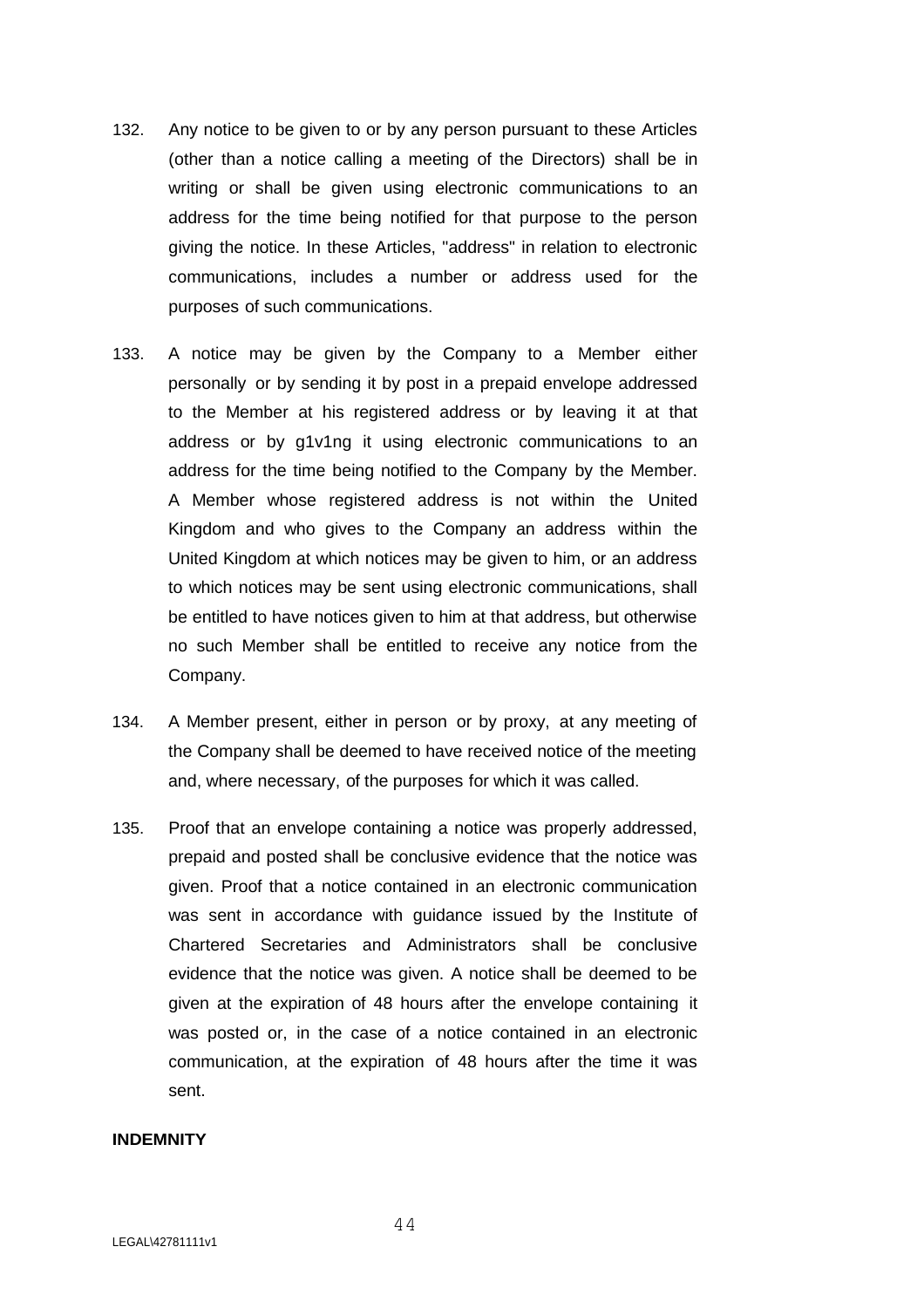132. Any notice to be given to or by any person pursuant to these Articles (other than a notice calling a meeting of the Directors) shall be in writing or shall be given using electronic communications to an address for the time being notified for that purpose to the person giving the notice. In these Articles, "address" in relation to electronic communications, includes a number or address used for the purposes of such communications.

133. A notice may be given by the Company to a Member either personally or by sending it by post in a prepaid envelope addressed to the Member at his registered address or by leaving it at that address or by g1v1ng it using electronic communications to an address for the time being notified to the Company by the Member. A Member whose registered address is not within the United Kingdom and who gives to the Company an address within the United Kingdom at which notices may be given to him, or an address to which notices may be sent using electronic communications, shall be entitled to have notices given to him at that address, but otherwise no such Member shall be entitled to receive any notice from the Company.

134. A Member present, either in person or by proxy, at any meeting of the Company shall be deemed to have received notice of the meeting and, where necessary, of the purposes for which it was called.

135. Proof that an envelope containing a notice was properly addressed, prepaid and posted shall be conclusive evidence that the notice was given. Proof that a notice contained in an electronic communication was sent in accordance with guidance issued by the Institute of Chartered Secretaries and Administrators shall be conclusive evidence that the notice was given. A notice shall be deemed to be given at the expiration of 48 hours after the envelope containing it was posted or, in the case of a notice contained in an electronic communication, at the expiration of 48 hours after the time it was sent.

**INDEMNITY**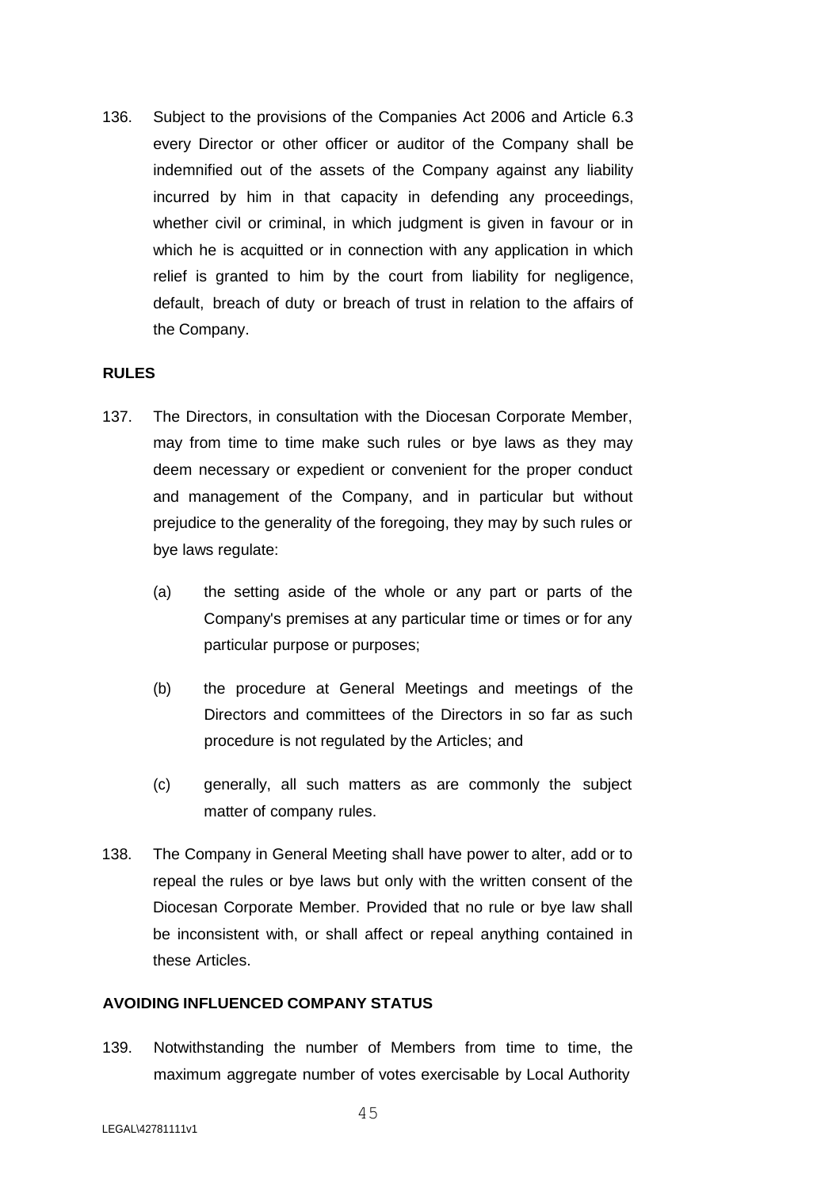136. Subject to the provisions of the Companies Act 2006 and Article 6.3 every Director or other officer or auditor of the Company shall be indemnified out of the assets of the Company against any liability incurred by him in that capacity in defending any proceedings, whether civil or criminal, in which judgment is given in favour or in which he is acquitted or in connection with any application in which relief is granted to him by the court from liability for negligence, default, breach of duty or breach of trust in relation to the affairs of the Company.

**RULES**

137. The Directors, in consultation with the Diocesan Corporate Member, may from time to time make such rules or bye laws as they may deem necessary or expedient or convenient for the proper conduct and management of the Company, and in particular but without prejudice to the generality of the foregoing, they may by such rules or bye laws regulate:

   (a) the setting aside of the whole or any part or parts of the Company's premises at any particular time or times or for any particular purpose or purposes;

   (b) the procedure at General Meetings and meetings of the Directors and committees of the Directors in so far as such procedure is not regulated by the Articles; and

   (c) generally, all such matters as are commonly the subject matter of company rules.

138. The Company in General Meeting shall have power to alter, add or to repeal the rules or bye laws but only with the written consent of the Diocesan Corporate Member. Provided that no rule or bye law shall be inconsistent with, or shall affect or repeal anything contained in these Articles.

**AVOIDING INFLUENCED COMPANY STATUS**

139. Notwithstanding the number of Members from time to time, the maximum aggregate number of votes exercisable by Local Authority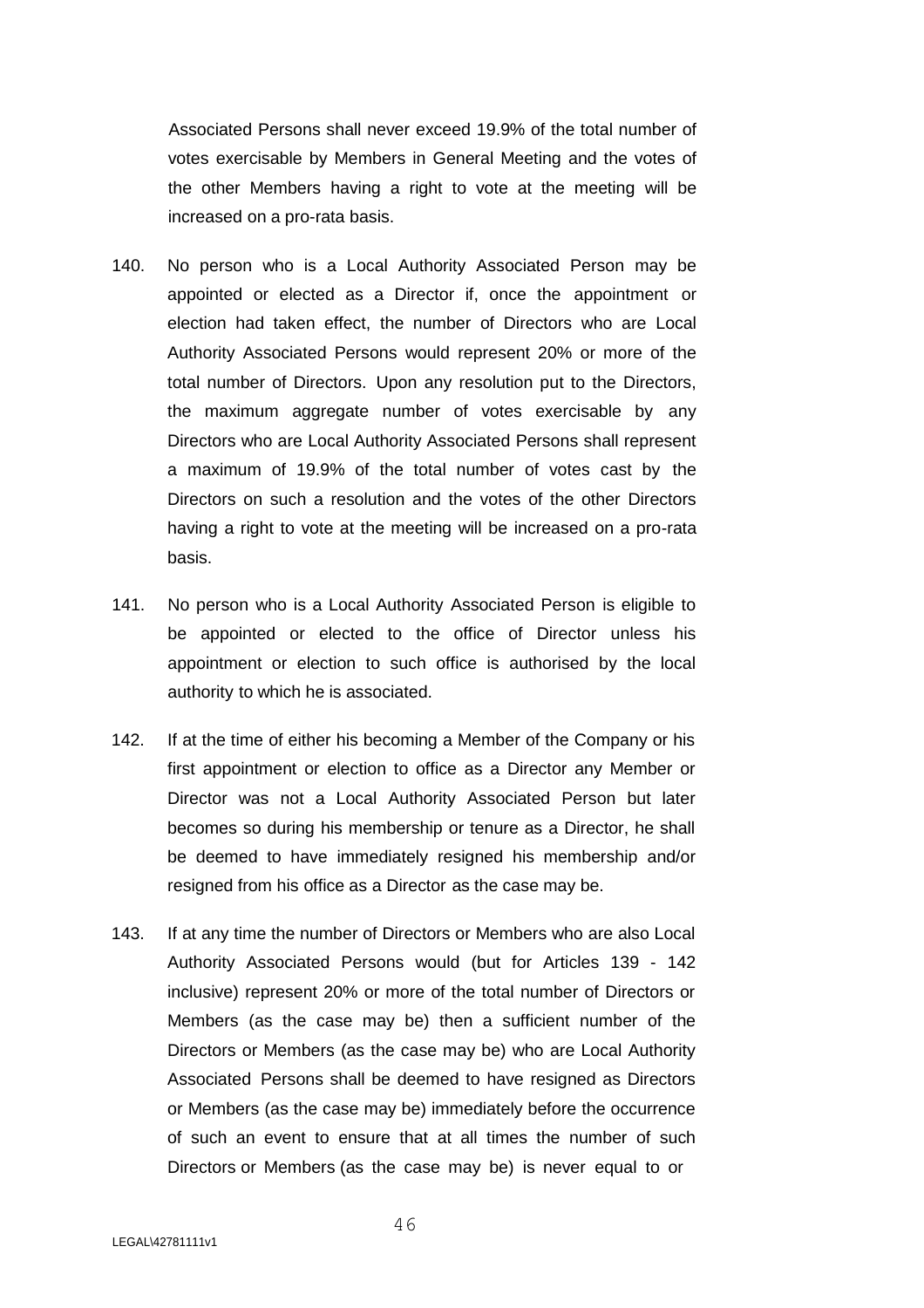Associated Persons shall never exceed 19.9% of the total number of votes exercisable by Members in General Meeting and the votes of the other Members having a right to vote at the meeting will be increased on a pro-rata basis.

140. No person who is a Local Authority Associated Person may be appointed or elected as a Director if, once the appointment or election had taken effect, the number of Directors who are Local Authority Associated Persons would represent 20% or more of the total number of Directors. Upon any resolution put to the Directors, the maximum aggregate number of votes exercisable by any Directors who are Local Authority Associated Persons shall represent a maximum of 19.9% of the total number of votes cast by the Directors on such a resolution and the votes of the other Directors having a right to vote at the meeting will be increased on a pro-rata basis.

141. No person who is a Local Authority Associated Person is eligible to be appointed or elected to the office of Director unless his appointment or election to such office is authorised by the local authority to which he is associated.

142. If at the time of either his becoming a Member of the Company or his first appointment or election to office as a Director any Member or Director was not a Local Authority Associated Person but later becomes so during his membership or tenure as a Director, he shall be deemed to have immediately resigned his membership and/or resigned from his office as a Director as the case may be.

143. If at any time the number of Directors or Members who are also Local Authority Associated Persons would (but for Articles 139 - 142 inclusive) represent 20% or more of the total number of Directors or Members (as the case may be) then a sufficient number of the Directors or Members (as the case may be) who are Local Authority Associated Persons shall be deemed to have resigned as Directors or Members (as the case may be) immediately before the occurrence of such an event to ensure that at all times the number of such Directors or Members (as the case may be) is never equal to or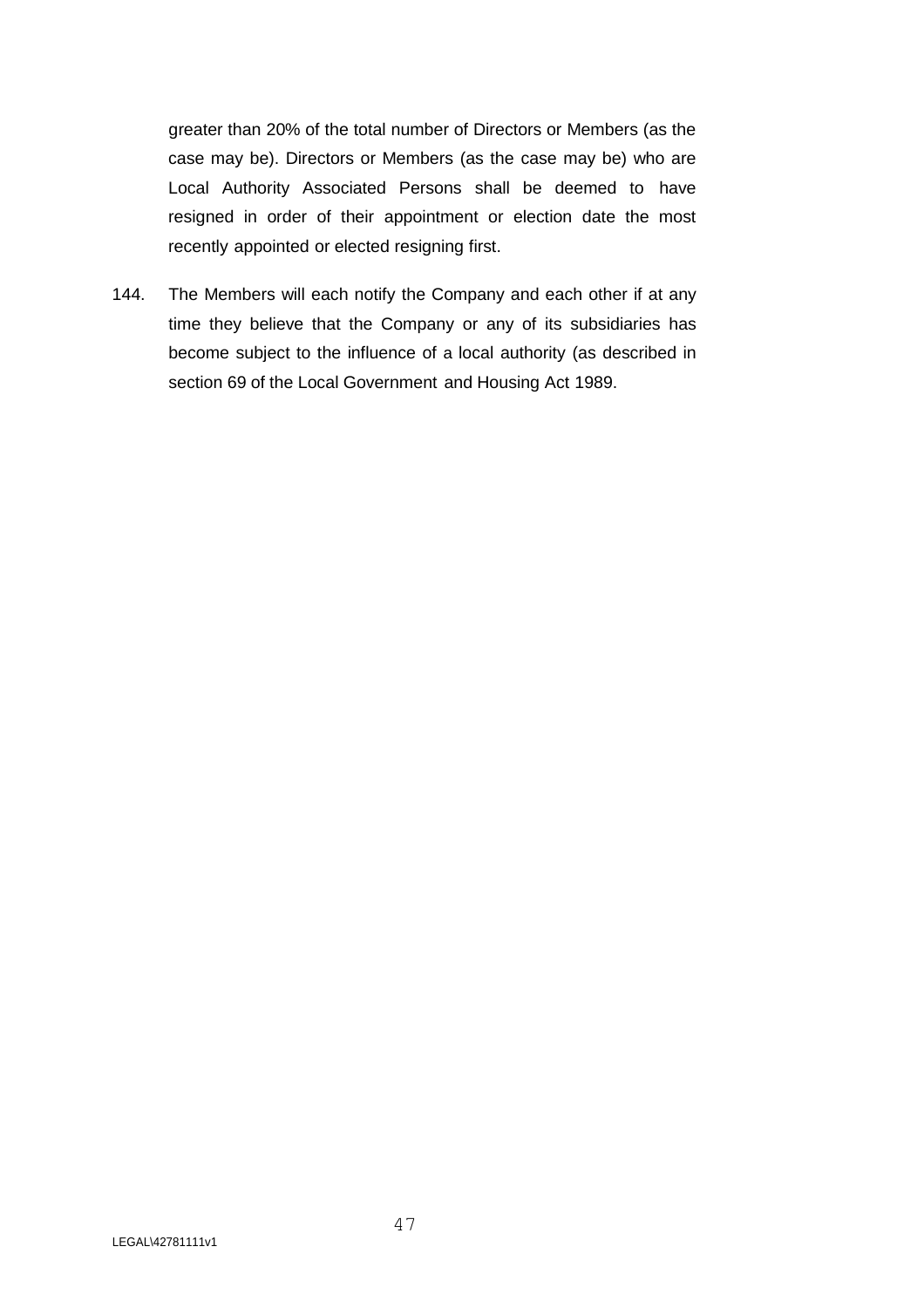greater than 20% of the total number of Directors or Members (as the case may be). Directors or Members (as the case may be) who are Local Authority Associated Persons shall be deemed to have resigned in order of their appointment or election date the most recently appointed or elected resigning first.

144. The Members will each notify the Company and each other if at any time they believe that the Company or any of its subsidiaries has become subject to the influence of a local authority (as described in section 69 of the Local Government and Housing Act 1989.